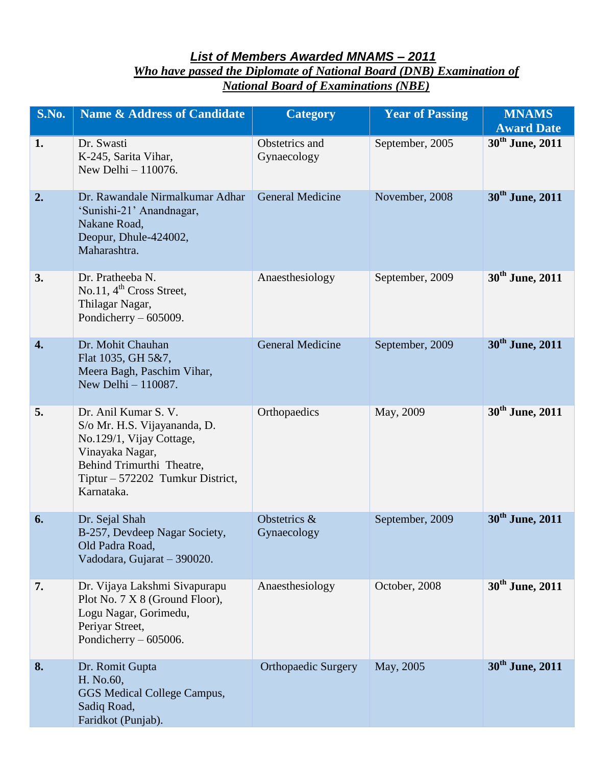## ***List of Members Awarded MNAMS – 2011***

### ***Who have passed the Diplomate of National Board (DNB) Examination of National Board of Examinations (NBE)***

| S.No. | Name & Address of Candidate | Category | Year of Passing | MNAMS Award Date |
|---|---|---|---|---|
| **1.** | Dr. Swasti<br>K-245, Sarita Vihar,<br>New Delhi – 110076. | Obstetrics and Gynaecology | September, 2005 | **30th June, 2011** |
| **2.** | Dr. Rawandale Nirmalkumar Adhar<br>'Sunishi-21' Anandnagar,<br>Nakane Road,<br>Deopur, Dhule-424002,<br>Maharashtra. | General Medicine | November, 2008 | **30th June, 2011** |
| **3.** | Dr. Pratheeba N.<br>No.11, 4th Cross Street,<br>Thilagar Nagar,<br>Pondicherry – 605009. | Anaesthesiology | September, 2009 | **30th June, 2011** |
| **4.** | Dr. Mohit Chauhan<br>Flat 1035, GH 5&7,<br>Meera Bagh, Paschim Vihar,<br>New Delhi – 110087. | General Medicine | September, 2009 | **30th June, 2011** |
| **5.** | Dr. Anil Kumar S. V.<br>S/o Mr. H.S. Vijayananda, D. No.129/1, Vijay Cottage,<br>Vinayaka Nagar,<br>Behind Trimurthi Theatre,<br>Tiptur – 572202 Tumkur District,<br>Karnataka. | Orthopaedics | May, 2009 | **30th June, 2011** |
| **6.** | Dr. Sejal Shah<br>B-257, Devdeep Nagar Society,<br>Old Padra Road,<br>Vadodara, Gujarat – 390020. | Obstetrics & Gynaecology | September, 2009 | **30th June, 2011** |
| **7.** | Dr. Vijaya Lakshmi Sivapurapu<br>Plot No. 7 X 8 (Ground Floor),<br>Logu Nagar, Gorimedu,<br>Periyar Street,<br>Pondicherry – 605006. | Anaesthesiology | October, 2008 | **30th June, 2011** |
| **8.** | Dr. Romit Gupta<br>H. No.60,<br>GGS Medical College Campus,<br>Sadiq Road,<br>Faridkot (Punjab). | Orthopaedic Surgery | May, 2005 | **30th June, 2011** |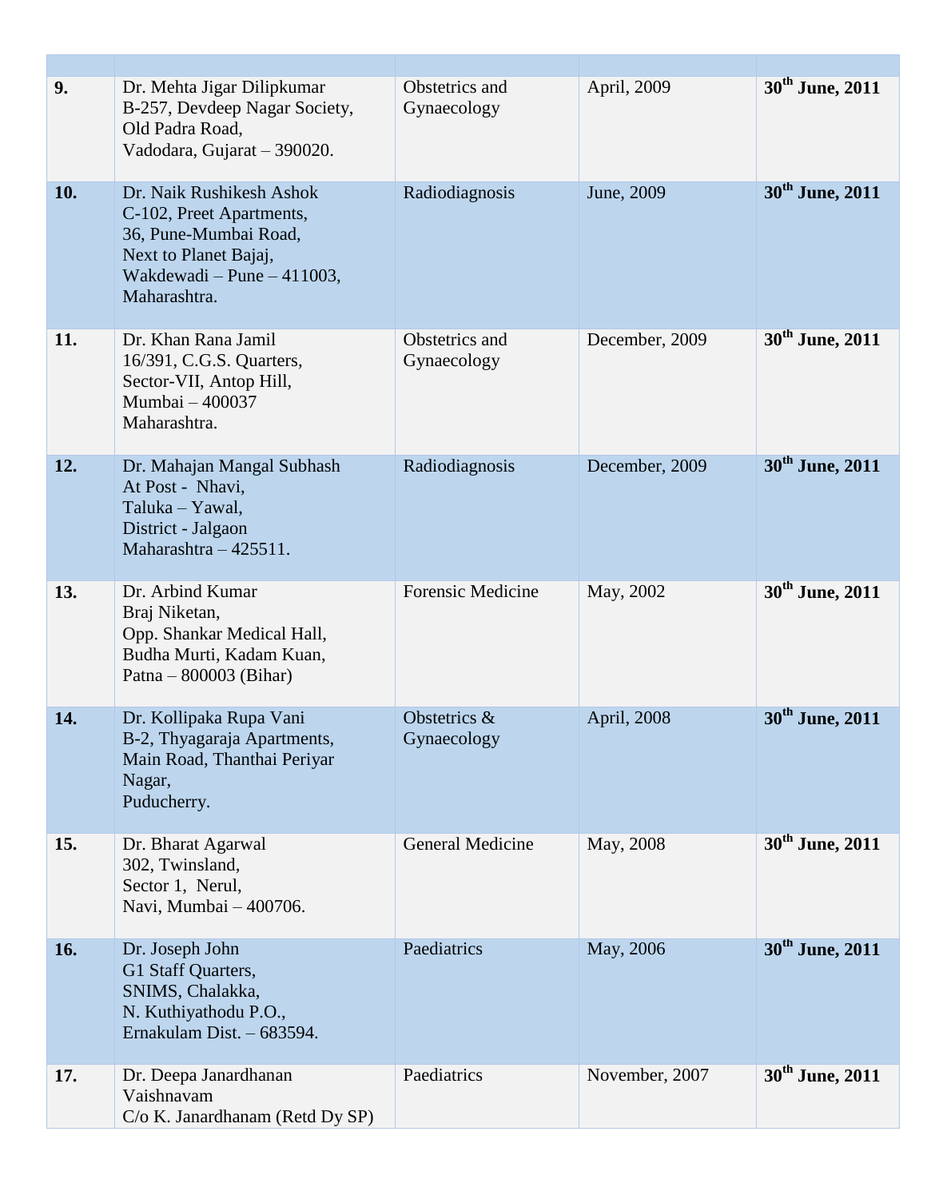| | | | | |
|---|---|---|---|---|
| **9.** | Dr. Mehta Jigar Dilipkumar<br>B-257, Devdeep Nagar Society,<br>Old Padra Road,<br>Vadodara, Gujarat – 390020. | Obstetrics and Gynaecology | April, 2009 | **30th June, 2011** |
| **10.** | Dr. Naik Rushikesh Ashok<br>C-102, Preet Apartments,<br>36, Pune-Mumbai Road,<br>Next to Planet Bajaj,<br>Wakdewadi – Pune – 411003,<br>Maharashtra. | Radiodiagnosis | June, 2009 | **30th June, 2011** |
| **11.** | Dr. Khan Rana Jamil<br>16/391, C.G.S. Quarters,<br>Sector-VII, Antop Hill,<br>Mumbai – 400037<br>Maharashtra. | Obstetrics and Gynaecology | December, 2009 | **30th June, 2011** |
| **12.** | Dr. Mahajan Mangal Subhash<br>At Post - Nhavi,<br>Taluka – Yawal,<br>District - Jalgaon<br>Maharashtra – 425511. | Radiodiagnosis | December, 2009 | **30th June, 2011** |
| **13.** | Dr. Arbind Kumar<br>Braj Niketan,<br>Opp. Shankar Medical Hall,<br>Budha Murti, Kadam Kuan,<br>Patna – 800003 (Bihar) | Forensic Medicine | May, 2002 | **30th June, 2011** |
| **14.** | Dr. Kollipaka Rupa Vani<br>B-2, Thyagaraja Apartments,<br>Main Road, Thanthai Periyar Nagar,<br>Puducherry. | Obstetrics & Gynaecology | April, 2008 | **30th June, 2011** |
| **15.** | Dr. Bharat Agarwal<br>302, Twinsland,<br>Sector 1, Nerul,<br>Navi, Mumbai – 400706. | General Medicine | May, 2008 | **30th June, 2011** |
| **16.** | Dr. Joseph John<br>G1 Staff Quarters,<br>SNIMS, Chalakka,<br>N. Kuthiyathodu P.O.,<br>Ernakulam Dist. – 683594. | Paediatrics | May, 2006 | **30th June, 2011** |
| **17.** | Dr. Deepa Janardhanan<br>Vaishnavam<br>C/o K. Janardhanam (Retd Dy SP) | Paediatrics | November, 2007 | **30th June, 2011** |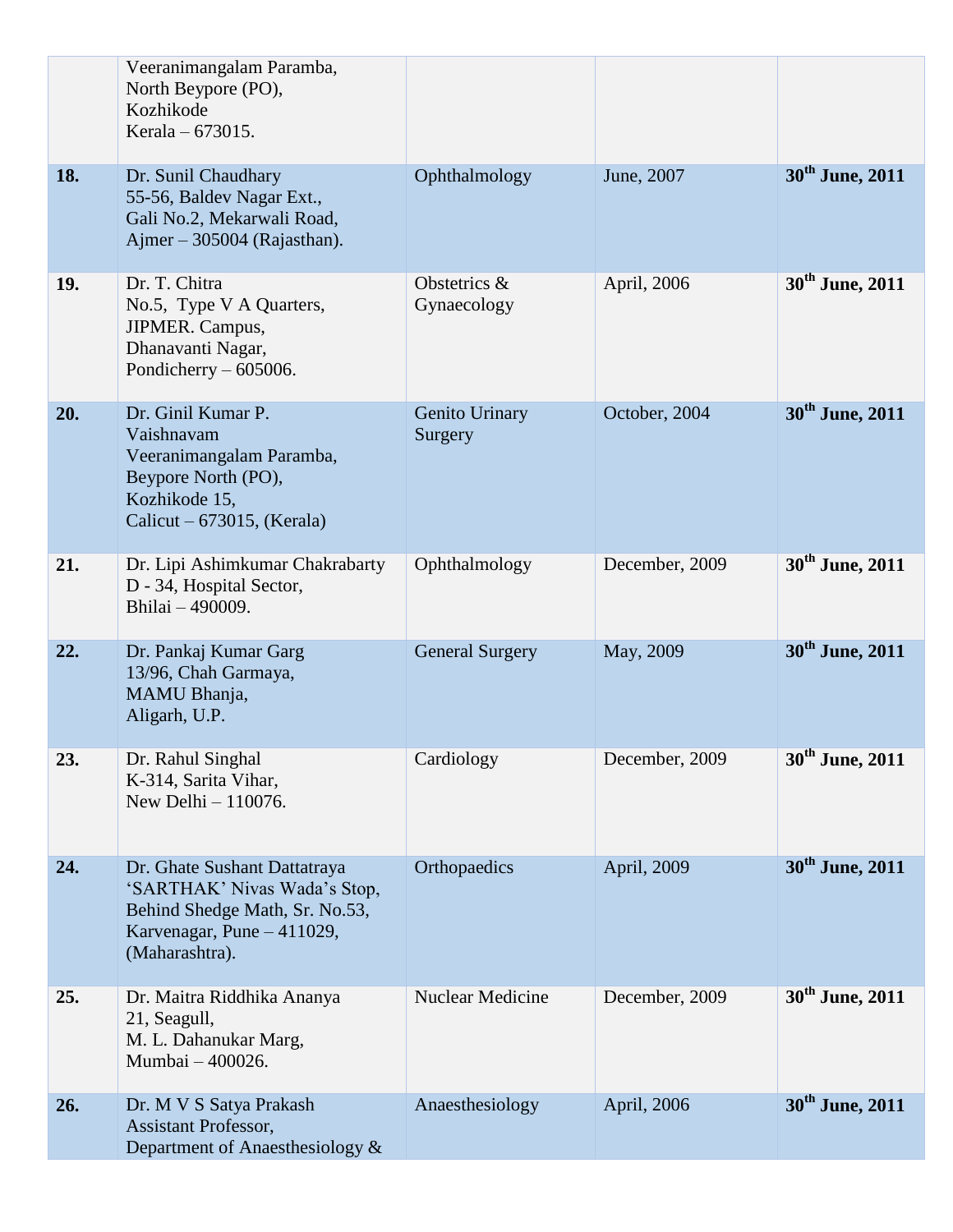| | | | | |
|---|---|---|---|---|
| | Veeranimangalam Paramba, North Beypore (PO), Kozhikode Kerala – 673015. | | | |
| **18.** | Dr. Sunil Chaudhary 55-56, Baldev Nagar Ext., Gali No.2, Mekarwali Road, Ajmer – 305004 (Rajasthan). | Ophthalmology | June, 2007 | **30th June, 2011** |
| **19.** | Dr. T. Chitra No.5, Type V A Quarters, JIPMER. Campus, Dhanavanti Nagar, Pondicherry – 605006. | Obstetrics & Gynaecology | April, 2006 | **30th June, 2011** |
| **20.** | Dr. Ginil Kumar P. Vaishnavam Veeranimangalam Paramba, Beypore North (PO), Kozhikode 15, Calicut – 673015, (Kerala) | Genito Urinary Surgery | October, 2004 | **30th June, 2011** |
| **21.** | Dr. Lipi Ashimkumar Chakrabarty D - 34, Hospital Sector, Bhilai – 490009. | Ophthalmology | December, 2009 | **30th June, 2011** |
| **22.** | Dr. Pankaj Kumar Garg 13/96, Chah Garmaya, MAMU Bhanja, Aligarh, U.P. | General Surgery | May, 2009 | **30th June, 2011** |
| **23.** | Dr. Rahul Singhal K-314, Sarita Vihar, New Delhi – 110076. | Cardiology | December, 2009 | **30th June, 2011** |
| **24.** | Dr. Ghate Sushant Dattatraya 'SARTHAK' Nivas Wada's Stop, Behind Shedge Math, Sr. No.53, Karvenagar, Pune – 411029, (Maharashtra). | Orthopaedics | April, 2009 | **30th June, 2011** |
| **25.** | Dr. Maitra Riddhika Ananya 21, Seagull, M. L. Dahanukar Marg, Mumbai – 400026. | Nuclear Medicine | December, 2009 | **30th June, 2011** |
| **26.** | Dr. M V S Satya Prakash Assistant Professor, Department of Anaesthesiology & | Anaesthesiology | April, 2006 | **30th June, 2011** |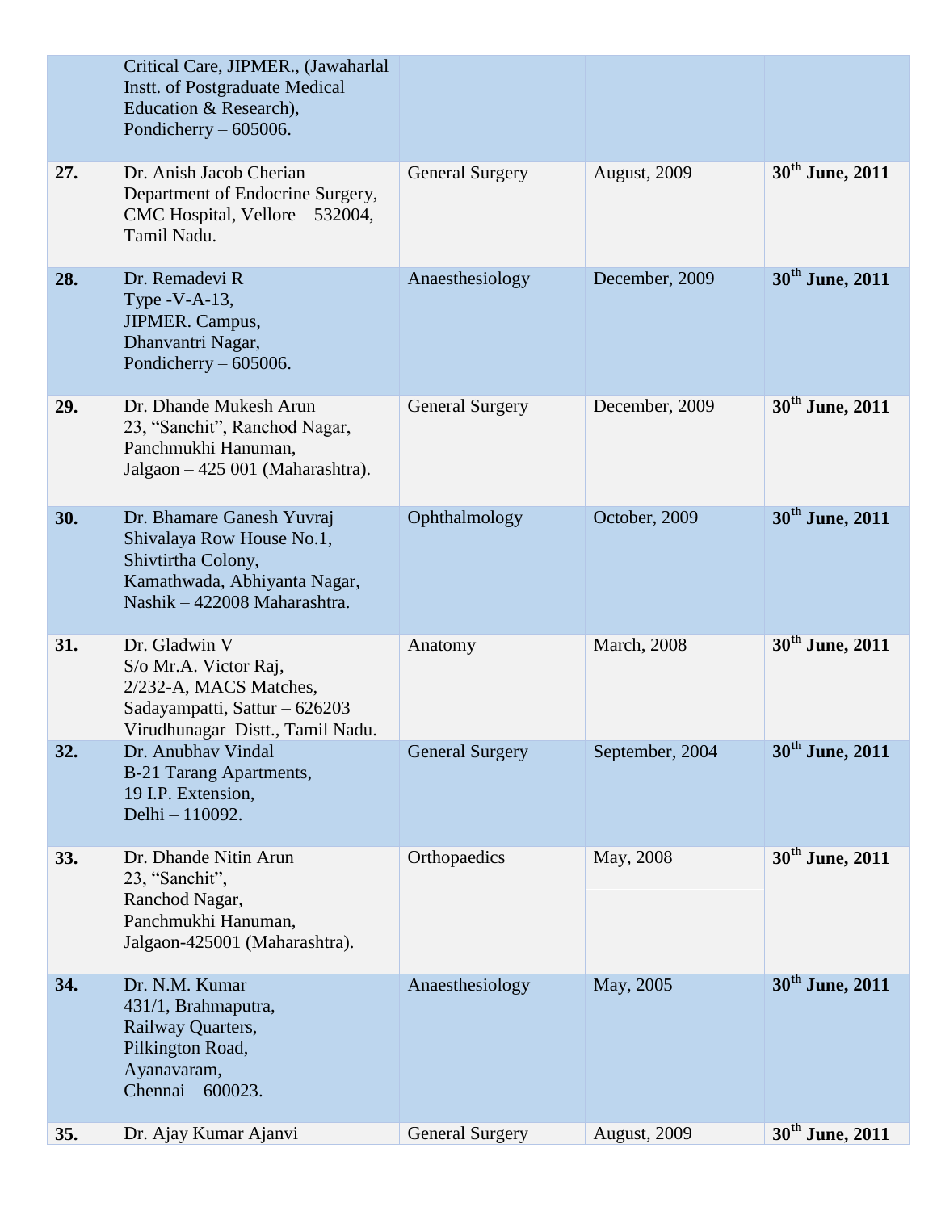| | | | | |
|---|---|---|---|---|
| | Critical Care, JIPMER., (Jawaharlal Instt. of Postgraduate Medical Education & Research), Pondicherry – 605006. | | | |
| **27.** | Dr. Anish Jacob Cherian<br>Department of Endocrine Surgery, CMC Hospital, Vellore – 532004, Tamil Nadu. | General Surgery | August, 2009 | **30th June, 2011** |
| **28.** | Dr. Remadevi R<br>Type -V-A-13,<br>JIPMER. Campus,<br>Dhanvantri Nagar,<br>Pondicherry – 605006. | Anaesthesiology | December, 2009 | **30th June, 2011** |
| **29.** | Dr. Dhande Mukesh Arun<br>23, "Sanchit", Ranchod Nagar, Panchmukhi Hanuman,<br>Jalgaon – 425 001 (Maharashtra). | General Surgery | December, 2009 | **30th June, 2011** |
| **30.** | Dr. Bhamare Ganesh Yuvraj<br>Shivalaya Row House No.1, Shivtirtha Colony,<br>Kamathwada, Abhiyanta Nagar,<br>Nashik – 422008 Maharashtra. | Ophthalmology | October, 2009 | **30th June, 2011** |
| **31.** | Dr. Gladwin V<br>S/o Mr.A. Victor Raj,<br>2/232-A, MACS Matches,<br>Sadayampatti, Sattur – 626203<br>Virudhunagar Distt., Tamil Nadu. | Anatomy | March, 2008 | **30th June, 2011** |
| **32.** | Dr. Anubhav Vindal<br>B-21 Tarang Apartments,<br>19 I.P. Extension,<br>Delhi – 110092. | General Surgery | September, 2004 | **30th June, 2011** |
| **33.** | Dr. Dhande Nitin Arun<br>23, "Sanchit",<br>Ranchod Nagar,<br>Panchmukhi Hanuman,<br>Jalgaon-425001 (Maharashtra). | Orthopaedics | May, 2008 | **30th June, 2011** |
| **34.** | Dr. N.M. Kumar<br>431/1, Brahmaputra,<br>Railway Quarters,<br>Pilkington Road,<br>Ayanavaram,<br>Chennai – 600023. | Anaesthesiology | May, 2005 | **30th June, 2011** |
| **35.** | Dr. Ajay Kumar Ajanvi | General Surgery | August, 2009 | **30th June, 2011** |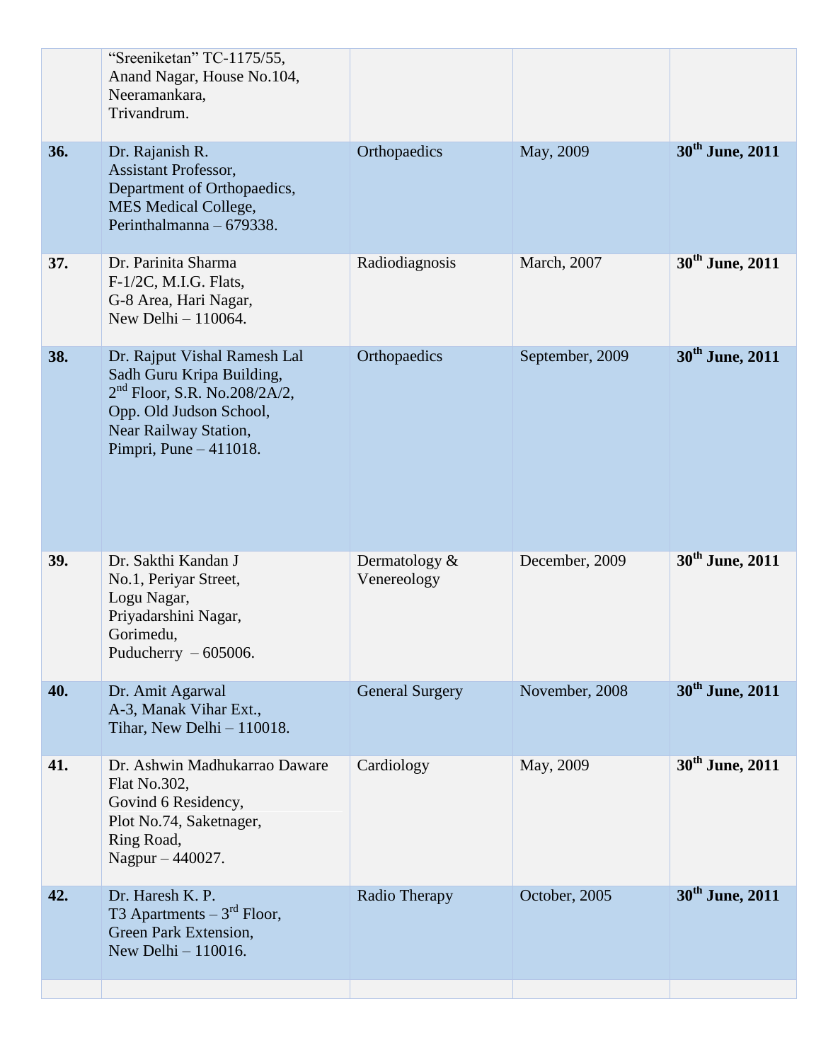| | | | | |
|---|---|---|---|---|
| | "Sreeniketan" TC-1175/55, Anand Nagar, House No.104, Neeramankara, Trivandrum. | | | |
| **36.** | Dr. Rajanish R. Assistant Professor, Department of Orthopaedics, MES Medical College, Perinthalmanna – 679338. | Orthopaedics | May, 2009 | **30th June, 2011** |
| **37.** | Dr. Parinita Sharma F-1/2C, M.I.G. Flats, G-8 Area, Hari Nagar, New Delhi – 110064. | Radiodiagnosis | March, 2007 | **30th June, 2011** |
| **38.** | Dr. Rajput Vishal Ramesh Lal Sadh Guru Kripa Building, 2nd Floor, S.R. No.208/2A/2, Opp. Old Judson School, Near Railway Station, Pimpri, Pune – 411018. | Orthopaedics | September, 2009 | **30th June, 2011** |
| **39.** | Dr. Sakthi Kandan J No.1, Periyar Street, Logu Nagar, Priyadarshini Nagar, Gorimedu, Puducherry – 605006. | Dermatology & Venereology | December, 2009 | **30th June, 2011** |
| **40.** | Dr. Amit Agarwal A-3, Manak Vihar Ext., Tihar, New Delhi – 110018. | General Surgery | November, 2008 | **30th June, 2011** |
| **41.** | Dr. Ashwin Madhukarrao Daware Flat No.302, Govind 6 Residency, Plot No.74, Saketnager, Ring Road, Nagpur – 440027. | Cardiology | May, 2009 | **30th June, 2011** |
| **42.** | Dr. Haresh K. P. T3 Apartments – 3rd Floor, Green Park Extension, New Delhi – 110016. | Radio Therapy | October, 2005 | **30th June, 2011** |
| | | | | |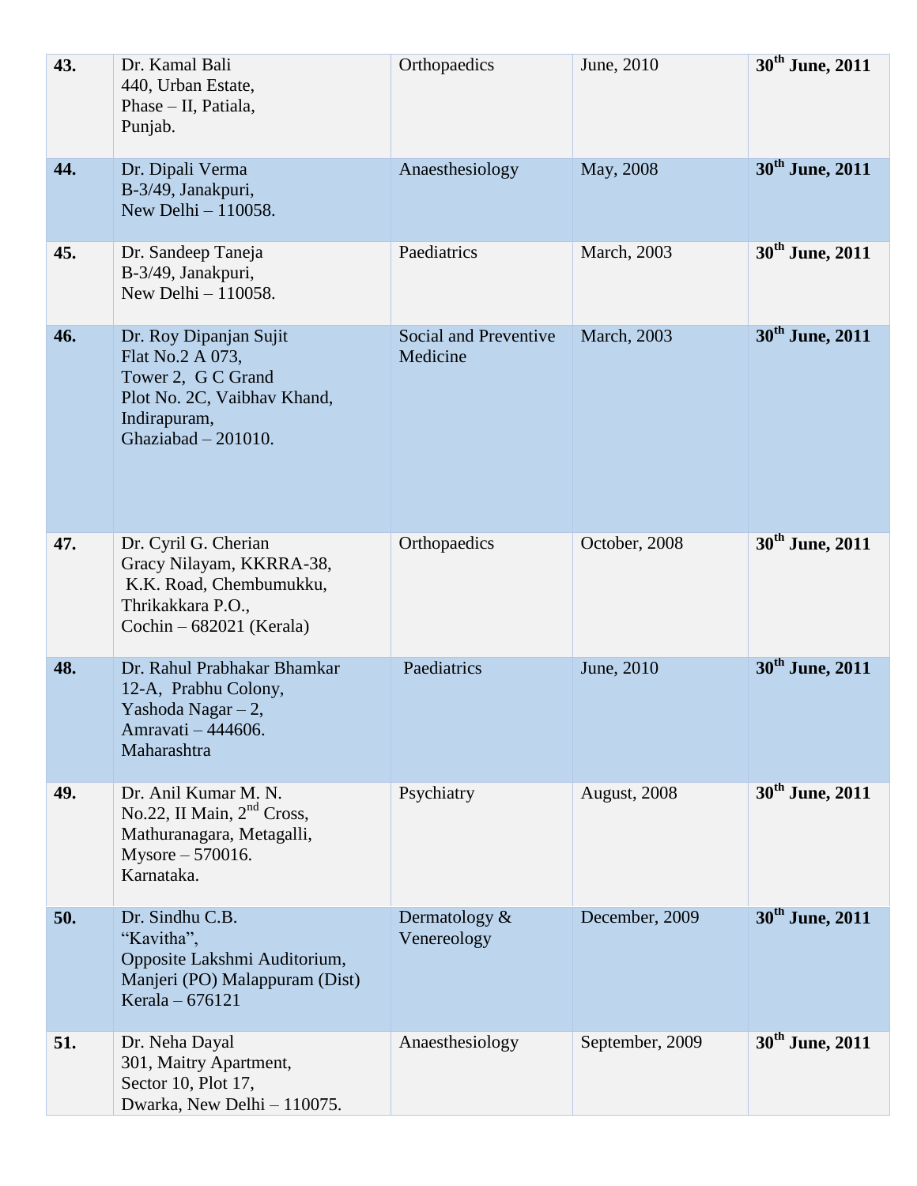| | | | | |
|---|---|---|---|---|
| **43.** | Dr. Kamal Bali<br>440, Urban Estate,<br>Phase – II, Patiala,<br>Punjab. | Orthopaedics | June, 2010 | **30th June, 2011** |
| **44.** | Dr. Dipali Verma<br>B-3/49, Janakpuri,<br>New Delhi – 110058. | Anaesthesiology | May, 2008 | **30th June, 2011** |
| **45.** | Dr. Sandeep Taneja<br>B-3/49, Janakpuri,<br>New Delhi – 110058. | Paediatrics | March, 2003 | **30th June, 2011** |
| **46.** | Dr. Roy Dipanjan Sujit<br>Flat No.2 A 073,<br>Tower 2, G C Grand<br>Plot No. 2C, Vaibhav Khand,<br>Indirapuram,<br>Ghaziabad – 201010. | Social and Preventive Medicine | March, 2003 | **30th June, 2011** |
| **47.** | Dr. Cyril G. Cherian<br>Gracy Nilayam, KKRRA-38,<br>K.K. Road, Chembumukku,<br>Thrikakkara P.O.,<br>Cochin – 682021 (Kerala) | Orthopaedics | October, 2008 | **30th June, 2011** |
| **48.** | Dr. Rahul Prabhakar Bhamkar<br>12-A, Prabhu Colony,<br>Yashoda Nagar – 2,<br>Amravati – 444606.<br>Maharashtra | Paediatrics | June, 2010 | **30th June, 2011** |
| **49.** | Dr. Anil Kumar M. N.<br>No.22, II Main, 2nd Cross,<br>Mathuranagara, Metagalli,<br>Mysore – 570016.<br>Karnataka. | Psychiatry | August, 2008 | **30th June, 2011** |
| **50.** | Dr. Sindhu C.B.<br>"Kavitha",<br>Opposite Lakshmi Auditorium,<br>Manjeri (PO) Malappuram (Dist)<br>Kerala – 676121 | Dermatology & Venereology | December, 2009 | **30th June, 2011** |
| **51.** | Dr. Neha Dayal<br>301, Maitry Apartment,<br>Sector 10, Plot 17,<br>Dwarka, New Delhi – 110075. | Anaesthesiology | September, 2009 | **30th June, 2011** |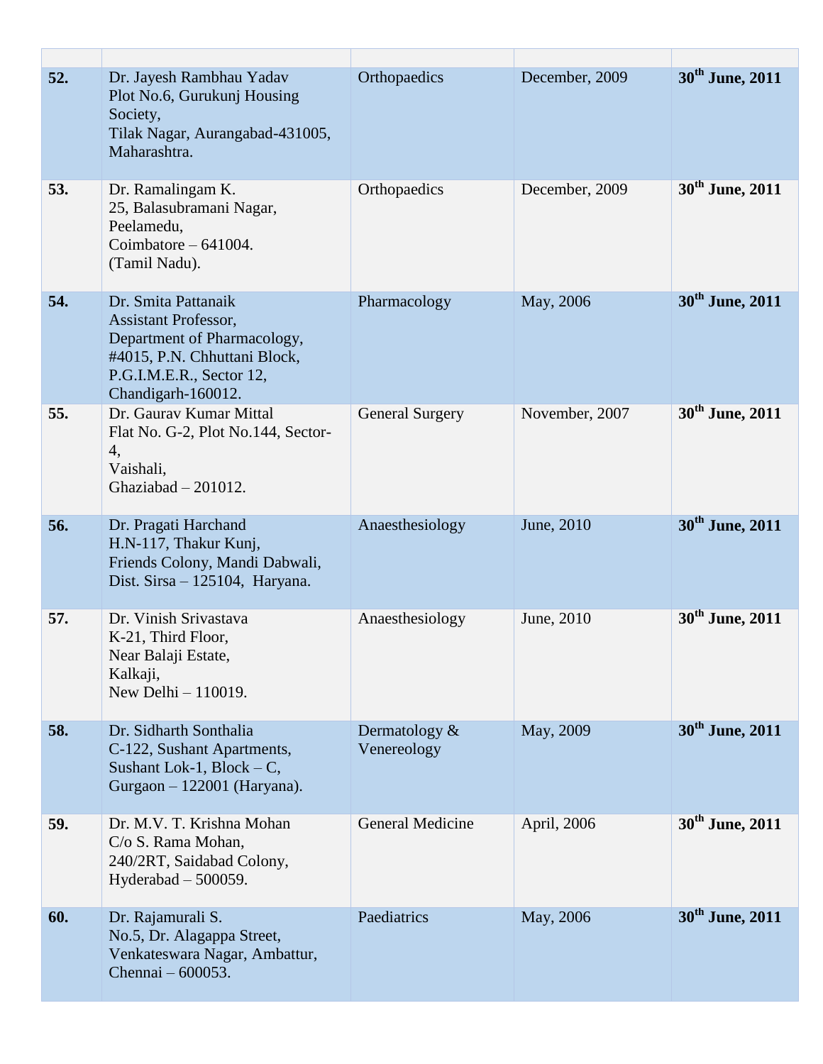| | | | | |
|---|---|---|---|---|
| **52.** | Dr. Jayesh Rambhau Yadav<br>Plot No.6, Gurukunj Housing Society,<br>Tilak Nagar, Aurangabad-431005, Maharashtra. | Orthopaedics | December, 2009 | **30th June, 2011** |
| **53.** | Dr. Ramalingam K.<br>25, Balasubramani Nagar,<br>Peelamedu,<br>Coimbatore – 641004.<br>(Tamil Nadu). | Orthopaedics | December, 2009 | **30th June, 2011** |
| **54.** | Dr. Smita Pattanaik<br>Assistant Professor,<br>Department of Pharmacology,<br>#4015, P.N. Chhuttani Block,<br>P.G.I.M.E.R., Sector 12,<br>Chandigarh-160012. | Pharmacology | May, 2006 | **30th June, 2011** |
| **55.** | Dr. Gaurav Kumar Mittal<br>Flat No. G-2, Plot No.144, Sector-4,<br>Vaishali,<br>Ghaziabad – 201012. | General Surgery | November, 2007 | **30th June, 2011** |
| **56.** | Dr. Pragati Harchand<br>H.N-117, Thakur Kunj,<br>Friends Colony, Mandi Dabwali,<br>Dist. Sirsa – 125104, Haryana. | Anaesthesiology | June, 2010 | **30th June, 2011** |
| **57.** | Dr. Vinish Srivastava<br>K-21, Third Floor,<br>Near Balaji Estate,<br>Kalkaji,<br>New Delhi – 110019. | Anaesthesiology | June, 2010 | **30th June, 2011** |
| **58.** | Dr. Sidharth Sonthalia<br>C-122, Sushant Apartments,<br>Sushant Lok-1, Block – C,<br>Gurgaon – 122001 (Haryana). | Dermatology & Venereology | May, 2009 | **30th June, 2011** |
| **59.** | Dr. M.V. T. Krishna Mohan<br>C/o S. Rama Mohan,<br>240/2RT, Saidabad Colony,<br>Hyderabad – 500059. | General Medicine | April, 2006 | **30th June, 2011** |
| **60.** | Dr. Rajamurali S.<br>No.5, Dr. Alagappa Street,<br>Venkateswara Nagar, Ambattur,<br>Chennai – 600053. | Paediatrics | May, 2006 | **30th June, 2011** |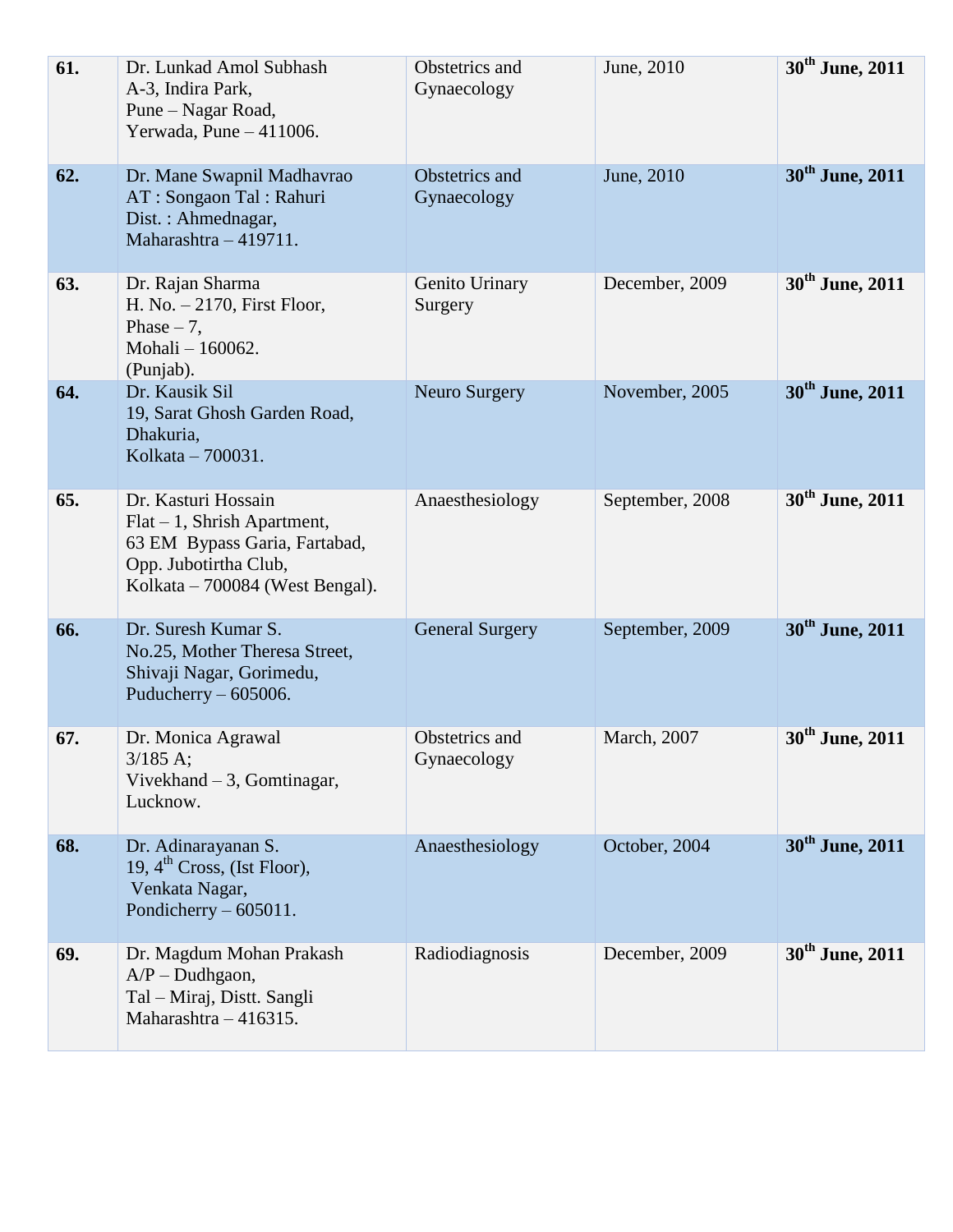| | | | | |
|---|---|---|---|---|
| **61.** | Dr. Lunkad Amol Subhash<br>A-3, Indira Park,<br>Pune – Nagar Road,<br>Yerwada, Pune – 411006. | Obstetrics and Gynaecology | June, 2010 | **30th June, 2011** |
| **62.** | Dr. Mane Swapnil Madhavrao<br>AT : Songaon Tal : Rahuri<br>Dist. : Ahmednagar,<br>Maharashtra – 419711. | Obstetrics and Gynaecology | June, 2010 | **30th June, 2011** |
| **63.** | Dr. Rajan Sharma<br>H. No. – 2170, First Floor,<br>Phase – 7,<br>Mohali – 160062.<br>(Punjab). | Genito Urinary Surgery | December, 2009 | **30th June, 2011** |
| **64.** | Dr. Kausik Sil<br>19, Sarat Ghosh Garden Road,<br>Dhakuria,<br>Kolkata – 700031. | Neuro Surgery | November, 2005 | **30th June, 2011** |
| **65.** | Dr. Kasturi Hossain<br>Flat – 1, Shrish Apartment,<br>63 EM Bypass Garia, Fartabad,<br>Opp. Jubotirtha Club,<br>Kolkata – 700084 (West Bengal). | Anaesthesiology | September, 2008 | **30th June, 2011** |
| **66.** | Dr. Suresh Kumar S.<br>No.25, Mother Theresa Street,<br>Shivaji Nagar, Gorimedu,<br>Puducherry – 605006. | General Surgery | September, 2009 | **30th June, 2011** |
| **67.** | Dr. Monica Agrawal<br>3/185 A;<br>Vivekhand – 3, Gomtinagar,<br>Lucknow. | Obstetrics and Gynaecology | March, 2007 | **30th June, 2011** |
| **68.** | Dr. Adinarayanan S.<br>19, 4th Cross, (Ist Floor),<br>Venkata Nagar,<br>Pondicherry – 605011. | Anaesthesiology | October, 2004 | **30th June, 2011** |
| **69.** | Dr. Magdum Mohan Prakash<br>A/P – Dudhgaon,<br>Tal – Miraj, Distt. Sangli<br>Maharashtra – 416315. | Radiodiagnosis | December, 2009 | **30th June, 2011** |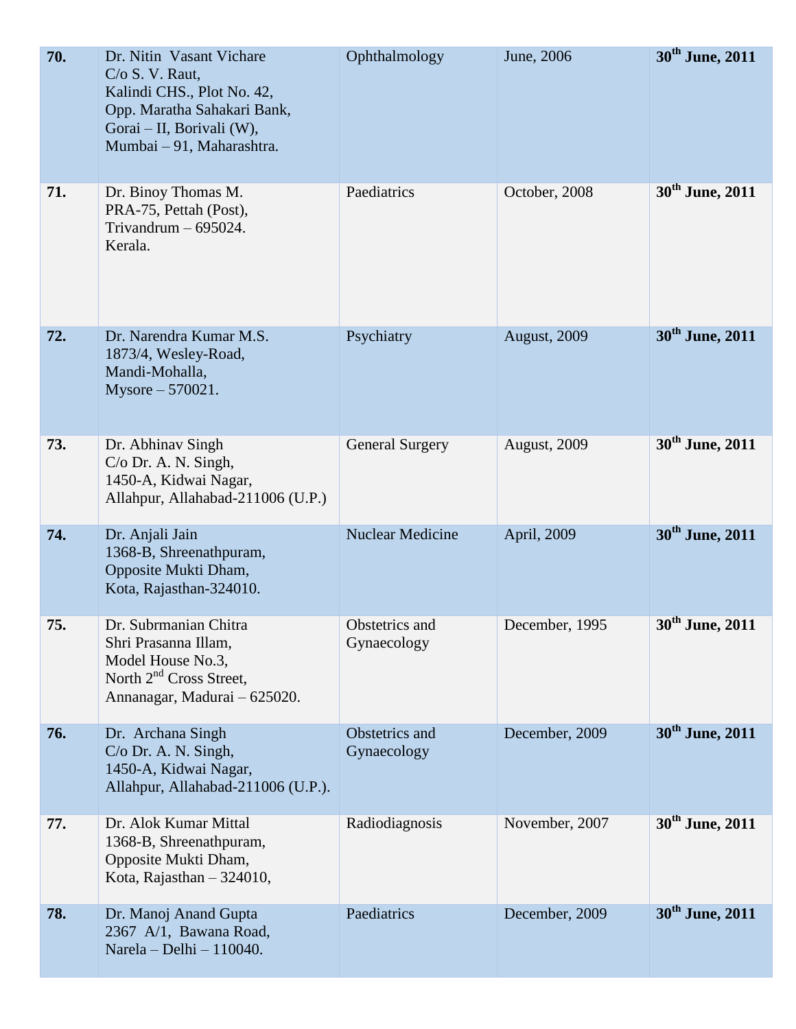| | | | | |
|---|---|---|---|---|
| **70.** | Dr. Nitin Vasant Vichare<br>C/o S. V. Raut,<br>Kalindi CHS., Plot No. 42,<br>Opp. Maratha Sahakari Bank,<br>Gorai – II, Borivali (W),<br>Mumbai – 91, Maharashtra. | Ophthalmology | June, 2006 | **30th June, 2011** |
| **71.** | Dr. Binoy Thomas M.<br>PRA-75, Pettah (Post),<br>Trivandrum – 695024.<br>Kerala. | Paediatrics | October, 2008 | **30th June, 2011** |
| **72.** | Dr. Narendra Kumar M.S.<br>1873/4, Wesley-Road,<br>Mandi-Mohalla,<br>Mysore – 570021. | Psychiatry | August, 2009 | **30th June, 2011** |
| **73.** | Dr. Abhinav Singh<br>C/o Dr. A. N. Singh,<br>1450-A, Kidwai Nagar,<br>Allahpur, Allahabad-211006 (U.P.) | General Surgery | August, 2009 | **30th June, 2011** |
| **74.** | Dr. Anjali Jain<br>1368-B, Shreenathpuram,<br>Opposite Mukti Dham,<br>Kota, Rajasthan-324010. | Nuclear Medicine | April, 2009 | **30th June, 2011** |
| **75.** | Dr. Subrmanian Chitra<br>Shri Prasanna Illam,<br>Model House No.3,<br>North 2nd Cross Street,<br>Annanagar, Madurai – 625020. | Obstetrics and Gynaecology | December, 1995 | **30th June, 2011** |
| **76.** | Dr. Archana Singh<br>C/o Dr. A. N. Singh,<br>1450-A, Kidwai Nagar,<br>Allahpur, Allahabad-211006 (U.P.). | Obstetrics and Gynaecology | December, 2009 | **30th June, 2011** |
| **77.** | Dr. Alok Kumar Mittal<br>1368-B, Shreenathpuram,<br>Opposite Mukti Dham,<br>Kota, Rajasthan – 324010, | Radiodiagnosis | November, 2007 | **30th June, 2011** |
| **78.** | Dr. Manoj Anand Gupta<br>2367 A/1, Bawana Road,<br>Narela – Delhi – 110040. | Paediatrics | December, 2009 | **30th June, 2011** |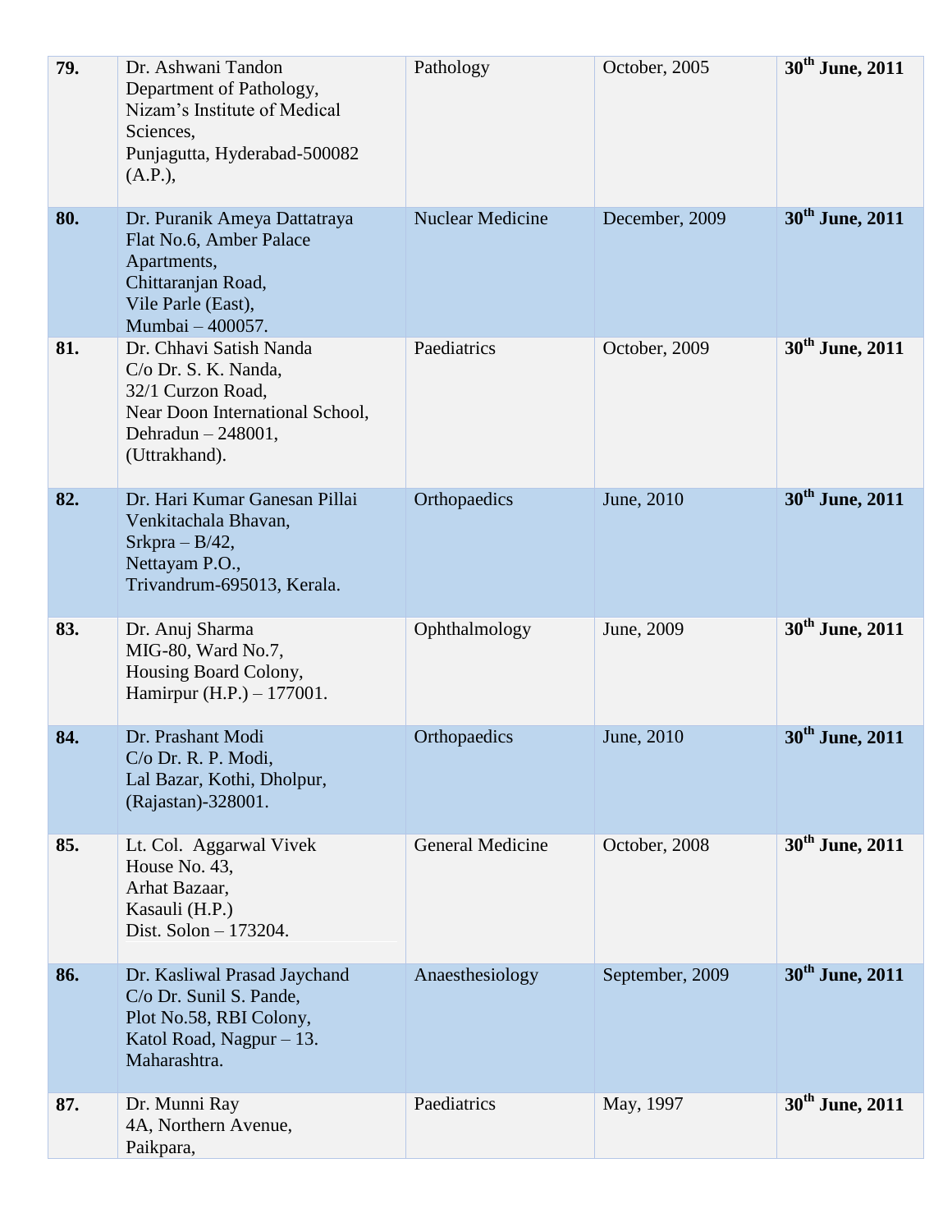| | | | | |
|---|---|---|---|---|
| **79.** | Dr. Ashwani Tandon<br>Department of Pathology,<br>Nizam's Institute of Medical Sciences,<br>Punjagutta, Hyderabad-500082 (A.P.), | Pathology | October, 2005 | **30th June, 2011** |
| **80.** | Dr. Puranik Ameya Dattatraya<br>Flat No.6, Amber Palace Apartments,<br>Chittaranjan Road,<br>Vile Parle (East),<br>Mumbai – 400057. | Nuclear Medicine | December, 2009 | **30th June, 2011** |
| **81.** | Dr. Chhavi Satish Nanda<br>C/o Dr. S. K. Nanda,<br>32/1 Curzon Road,<br>Near Doon International School,<br>Dehradun – 248001,<br>(Uttrakhand). | Paediatrics | October, 2009 | **30th June, 2011** |
| **82.** | Dr. Hari Kumar Ganesan Pillai<br>Venkitachala Bhavan,<br>Srkpra – B/42,<br>Nettayam P.O.,<br>Trivandrum-695013, Kerala. | Orthopaedics | June, 2010 | **30th June, 2011** |
| **83.** | Dr. Anuj Sharma<br>MIG-80, Ward No.7,<br>Housing Board Colony,<br>Hamirpur (H.P.) – 177001. | Ophthalmology | June, 2009 | **30th June, 2011** |
| **84.** | Dr. Prashant Modi<br>C/o Dr. R. P. Modi,<br>Lal Bazar, Kothi, Dholpur,<br>(Rajastan)-328001. | Orthopaedics | June, 2010 | **30th June, 2011** |
| **85.** | Lt. Col. Aggarwal Vivek<br>House No. 43,<br>Arhat Bazaar,<br>Kasauli (H.P.)<br>Dist. Solon – 173204. | General Medicine | October, 2008 | **30th June, 2011** |
| **86.** | Dr. Kasliwal Prasad Jaychand<br>C/o Dr. Sunil S. Pande,<br>Plot No.58, RBI Colony,<br>Katol Road, Nagpur – 13.<br>Maharashtra. | Anaesthesiology | September, 2009 | **30th June, 2011** |
| **87.** | Dr. Munni Ray<br>4A, Northern Avenue,<br>Paikpara, | Paediatrics | May, 1997 | **30th June, 2011** |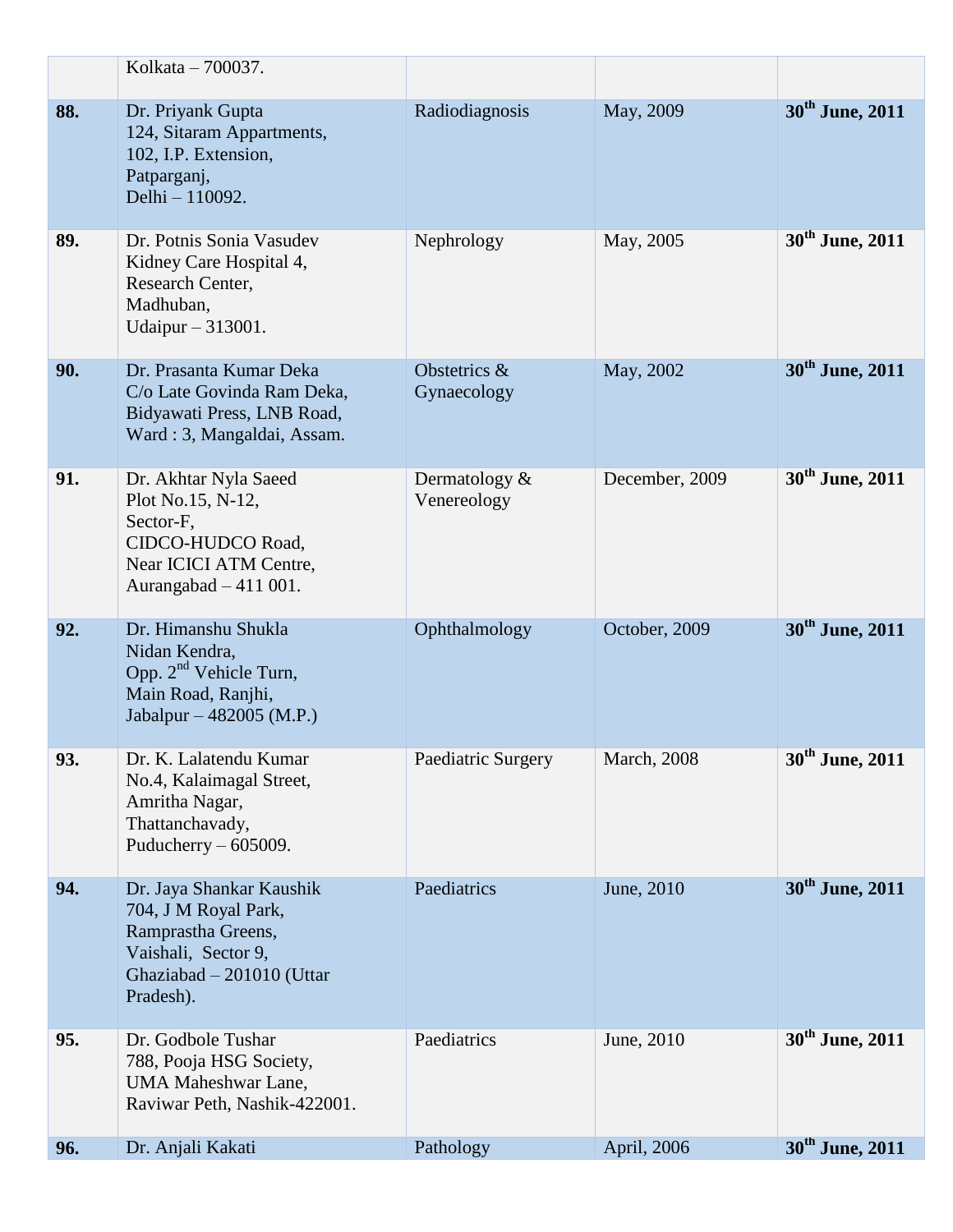|  |  |  |  |  |
|---|---|---|---|---|
|  | Kolkata – 700037. |  |  |  |
| **88.** | Dr. Priyank Gupta<br>124, Sitaram Appartments,<br>102, I.P. Extension,<br>Patparganj,<br>Delhi – 110092. | Radiodiagnosis | May, 2009 | **30th June, 2011** |
| **89.** | Dr. Potnis Sonia Vasudev<br>Kidney Care Hospital 4,<br>Research Center,<br>Madhuban,<br>Udaipur – 313001. | Nephrology | May, 2005 | **30th June, 2011** |
| **90.** | Dr. Prasanta Kumar Deka<br>C/o Late Govinda Ram Deka,<br>Bidyawati Press, LNB Road,<br>Ward : 3, Mangaldai, Assam. | Obstetrics & Gynaecology | May, 2002 | **30th June, 2011** |
| **91.** | Dr. Akhtar Nyla Saeed<br>Plot No.15, N-12,<br>Sector-F,<br>CIDCO-HUDCO Road,<br>Near ICICI ATM Centre,<br>Aurangabad – 411 001. | Dermatology & Venereology | December, 2009 | **30th June, 2011** |
| **92.** | Dr. Himanshu Shukla<br>Nidan Kendra,<br>Opp. 2nd Vehicle Turn,<br>Main Road, Ranjhi,<br>Jabalpur – 482005 (M.P.) | Ophthalmology | October, 2009 | **30th June, 2011** |
| **93.** | Dr. K. Lalatendu Kumar<br>No.4, Kalaimagal Street,<br>Amritha Nagar,<br>Thattanchavady,<br>Puducherry – 605009. | Paediatric Surgery | March, 2008 | **30th June, 2011** |
| **94.** | Dr. Jaya Shankar Kaushik<br>704, J M Royal Park,<br>Ramprastha Greens,<br>Vaishali, Sector 9,<br>Ghaziabad – 201010 (Uttar Pradesh). | Paediatrics | June, 2010 | **30th June, 2011** |
| **95.** | Dr. Godbole Tushar<br>788, Pooja HSG Society,<br>UMA Maheshwar Lane,<br>Raviwar Peth, Nashik-422001. | Paediatrics | June, 2010 | **30th June, 2011** |
| **96.** | Dr. Anjali Kakati | Pathology | April, 2006 | **30th June, 2011** |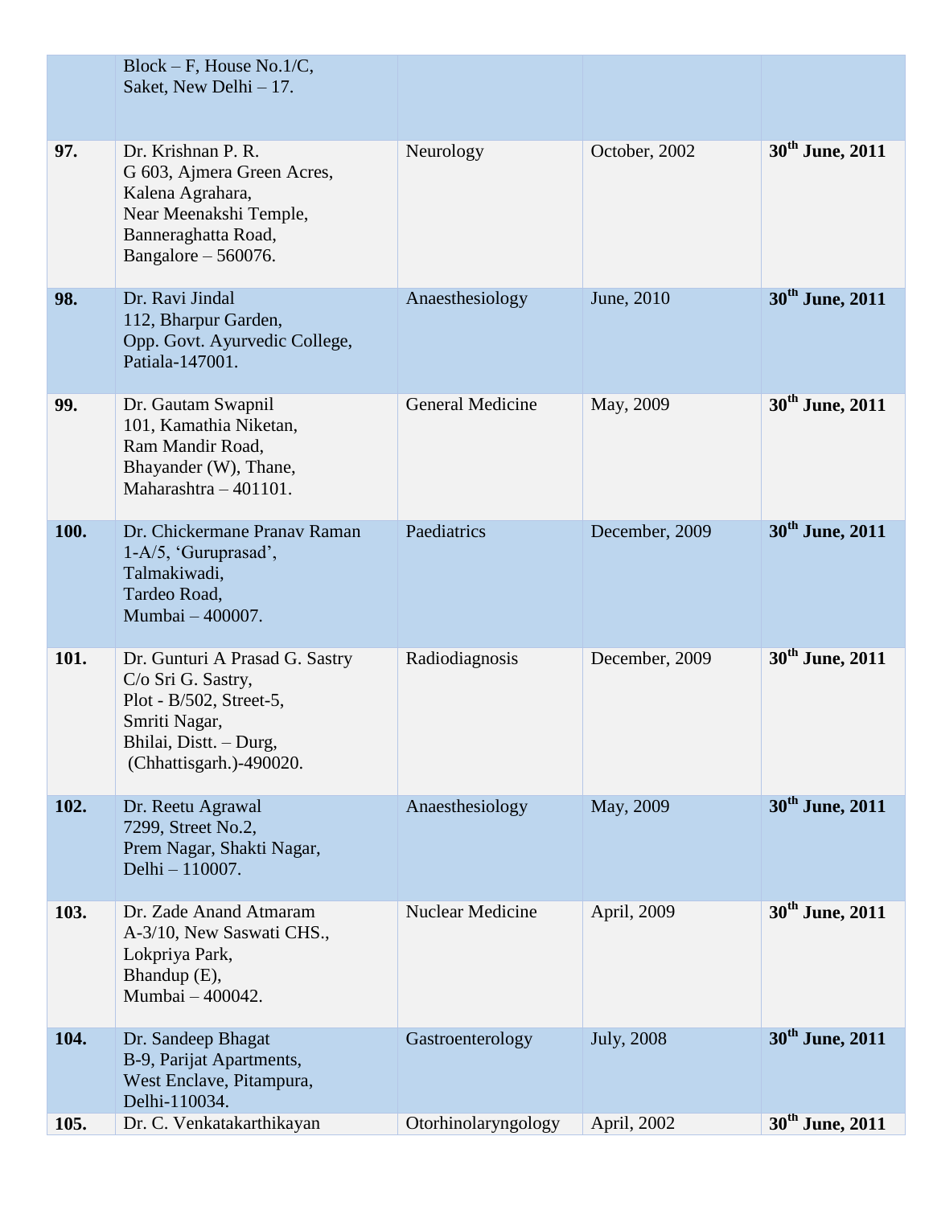| | | | | |
|---|---|---|---|---|
| | Block – F, House No.1/C, Saket, New Delhi – 17. | | | |
| **97.** | Dr. Krishnan P. R. G 603, Ajmera Green Acres, Kalena Agrahara, Near Meenakshi Temple, Banneraghatta Road, Bangalore – 560076. | Neurology | October, 2002 | **30th June, 2011** |
| **98.** | Dr. Ravi Jindal 112, Bharpur Garden, Opp. Govt. Ayurvedic College, Patiala-147001. | Anaesthesiology | June, 2010 | **30th June, 2011** |
| **99.** | Dr. Gautam Swapnil 101, Kamathia Niketan, Ram Mandir Road, Bhayander (W), Thane, Maharashtra – 401101. | General Medicine | May, 2009 | **30th June, 2011** |
| **100.** | Dr. Chickermane Pranav Raman 1-A/5, 'Guruprasad', Talmakiwadi, Tardeo Road, Mumbai – 400007. | Paediatrics | December, 2009 | **30th June, 2011** |
| **101.** | Dr. Gunturi A Prasad G. Sastry C/o Sri G. Sastry, Plot - B/502, Street-5, Smriti Nagar, Bhilai, Distt. – Durg, (Chhattisgarh.)-490020. | Radiodiagnosis | December, 2009 | **30th June, 2011** |
| **102.** | Dr. Reetu Agrawal 7299, Street No.2, Prem Nagar, Shakti Nagar, Delhi – 110007. | Anaesthesiology | May, 2009 | **30th June, 2011** |
| **103.** | Dr. Zade Anand Atmaram A-3/10, New Saswati CHS., Lokpriya Park, Bhandup (E), Mumbai – 400042. | Nuclear Medicine | April, 2009 | **30th June, 2011** |
| **104.** | Dr. Sandeep Bhagat B-9, Parijat Apartments, West Enclave, Pitampura, Delhi-110034. | Gastroenterology | July, 2008 | **30th June, 2011** |
| **105.** | Dr. C. Venkatakarthikayan | Otorhinolaryngology | April, 2002 | **30th June, 2011** |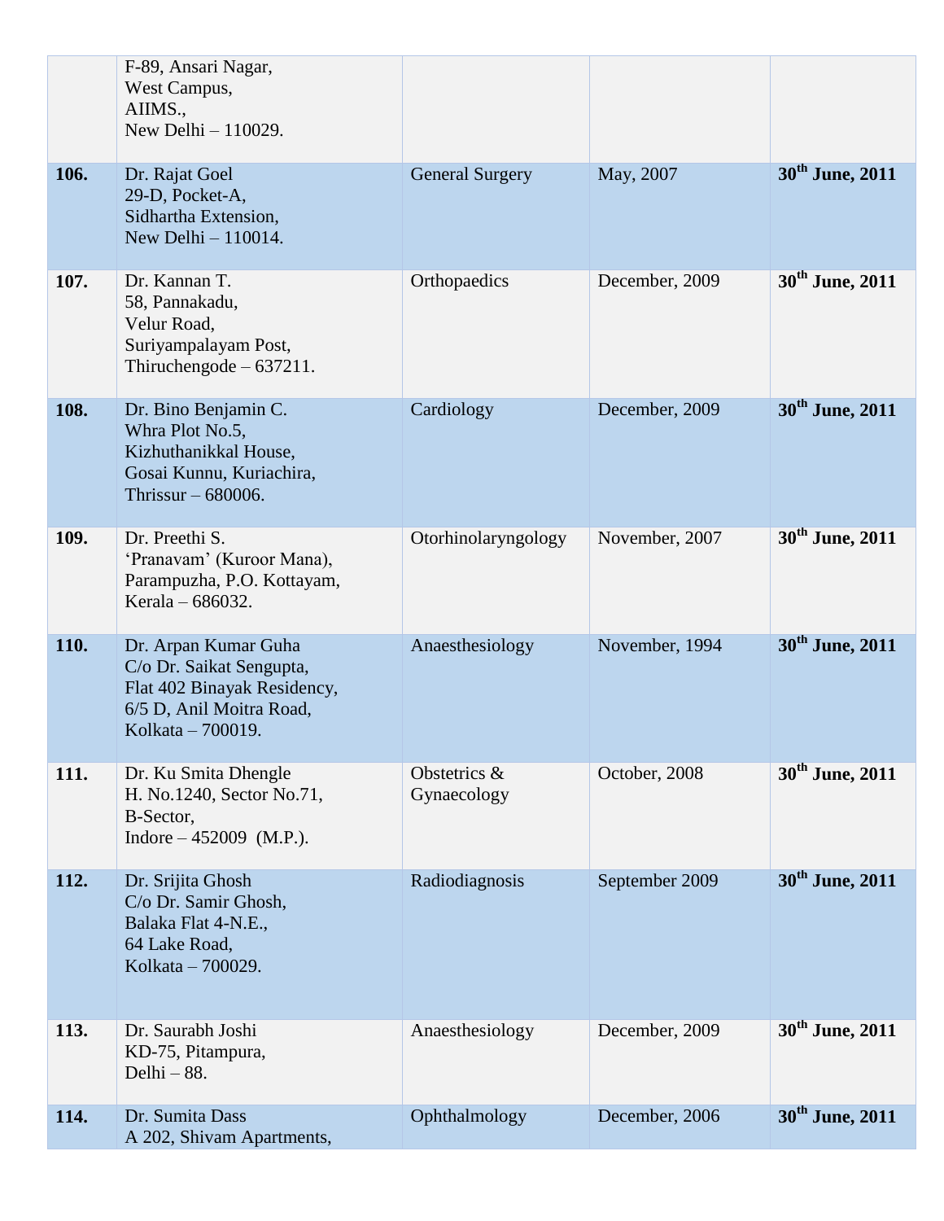| | | | | |
|---|---|---|---|---|
| | F-89, Ansari Nagar,<br>West Campus,<br>AIIMS.,<br>New Delhi – 110029. | | | |
| **106.** | Dr. Rajat Goel<br>29-D, Pocket-A,<br>Sidhartha Extension,<br>New Delhi – 110014. | General Surgery | May, 2007 | **30th June, 2011** |
| **107.** | Dr. Kannan T.<br>58, Pannakadu,<br>Velur Road,<br>Suriyampalayam Post,<br>Thiruchengode – 637211. | Orthopaedics | December, 2009 | **30th June, 2011** |
| **108.** | Dr. Bino Benjamin C.<br>Whra Plot No.5,<br>Kizhuthanikkal House,<br>Gosai Kunnu, Kuriachira,<br>Thrissur – 680006. | Cardiology | December, 2009 | **30th June, 2011** |
| **109.** | Dr. Preethi S.<br>'Pranavam' (Kuroor Mana),<br>Parampuzha, P.O. Kottayam,<br>Kerala – 686032. | Otorhinolaryngology | November, 2007 | **30th June, 2011** |
| **110.** | Dr. Arpan Kumar Guha<br>C/o Dr. Saikat Sengupta,<br>Flat 402 Binayak Residency,<br>6/5 D, Anil Moitra Road,<br>Kolkata – 700019. | Anaesthesiology | November, 1994 | **30th June, 2011** |
| **111.** | Dr. Ku Smita Dhengle<br>H. No.1240, Sector No.71,<br>B-Sector,<br>Indore – 452009 (M.P.). | Obstetrics & Gynaecology | October, 2008 | **30th June, 2011** |
| **112.** | Dr. Srijita Ghosh<br>C/o Dr. Samir Ghosh,<br>Balaka Flat 4-N.E.,<br>64 Lake Road,<br>Kolkata – 700029. | Radiodiagnosis | September 2009 | **30th June, 2011** |
| **113.** | Dr. Saurabh Joshi<br>KD-75, Pitampura,<br>Delhi – 88. | Anaesthesiology | December, 2009 | **30th June, 2011** |
| **114.** | Dr. Sumita Dass<br>A 202, Shivam Apartments, | Ophthalmology | December, 2006 | **30th June, 2011** |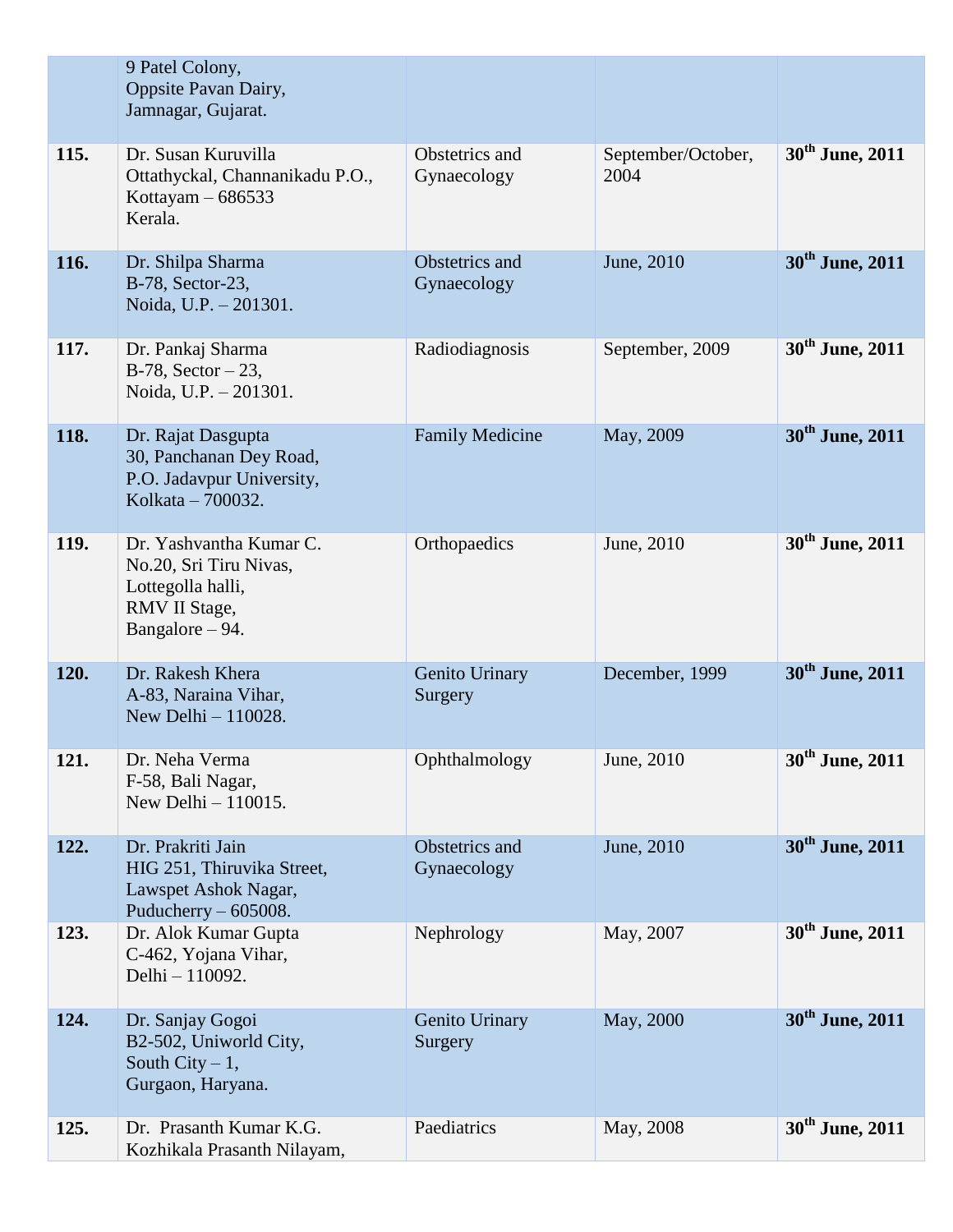|  |  |  |  |  |
|---|---|---|---|---|
|  | 9 Patel Colony,<br>Oppsite Pavan Dairy,<br>Jamnagar, Gujarat. |  |  |  |
| **115.** | Dr. Susan Kuruvilla<br>Ottathyckal, Channanikadu P.O.,<br>Kottayam – 686533<br>Kerala. | Obstetrics and Gynaecology | September/October, 2004 | **30th June, 2011** |
| **116.** | Dr. Shilpa Sharma<br>B-78, Sector-23,<br>Noida, U.P. – 201301. | Obstetrics and Gynaecology | June, 2010 | **30th June, 2011** |
| **117.** | Dr. Pankaj Sharma<br>B-78, Sector – 23,<br>Noida, U.P. – 201301. | Radiodiagnosis | September, 2009 | **30th June, 2011** |
| **118.** | Dr. Rajat Dasgupta<br>30, Panchanan Dey Road,<br>P.O. Jadavpur University,<br>Kolkata – 700032. | Family Medicine | May, 2009 | **30th June, 2011** |
| **119.** | Dr. Yashvantha Kumar C.<br>No.20, Sri Tiru Nivas,<br>Lottegolla halli,<br>RMV II Stage,<br>Bangalore – 94. | Orthopaedics | June, 2010 | **30th June, 2011** |
| **120.** | Dr. Rakesh Khera<br>A-83, Naraina Vihar,<br>New Delhi – 110028. | Genito Urinary Surgery | December, 1999 | **30th June, 2011** |
| **121.** | Dr. Neha Verma<br>F-58, Bali Nagar,<br>New Delhi – 110015. | Ophthalmology | June, 2010 | **30th June, 2011** |
| **122.** | Dr. Prakriti Jain<br>HIG 251, Thiruvika Street,<br>Lawspet Ashok Nagar,<br>Puducherry – 605008. | Obstetrics and Gynaecology | June, 2010 | **30th June, 2011** |
| **123.** | Dr. Alok Kumar Gupta<br>C-462, Yojana Vihar,<br>Delhi – 110092. | Nephrology | May, 2007 | **30th June, 2011** |
| **124.** | Dr. Sanjay Gogoi<br>B2-502, Uniworld City,<br>South City – 1,<br>Gurgaon, Haryana. | Genito Urinary Surgery | May, 2000 | **30th June, 2011** |
| **125.** | Dr. Prasanth Kumar K.G.<br>Kozhikala Prasanth Nilayam, | Paediatrics | May, 2008 | **30th June, 2011** |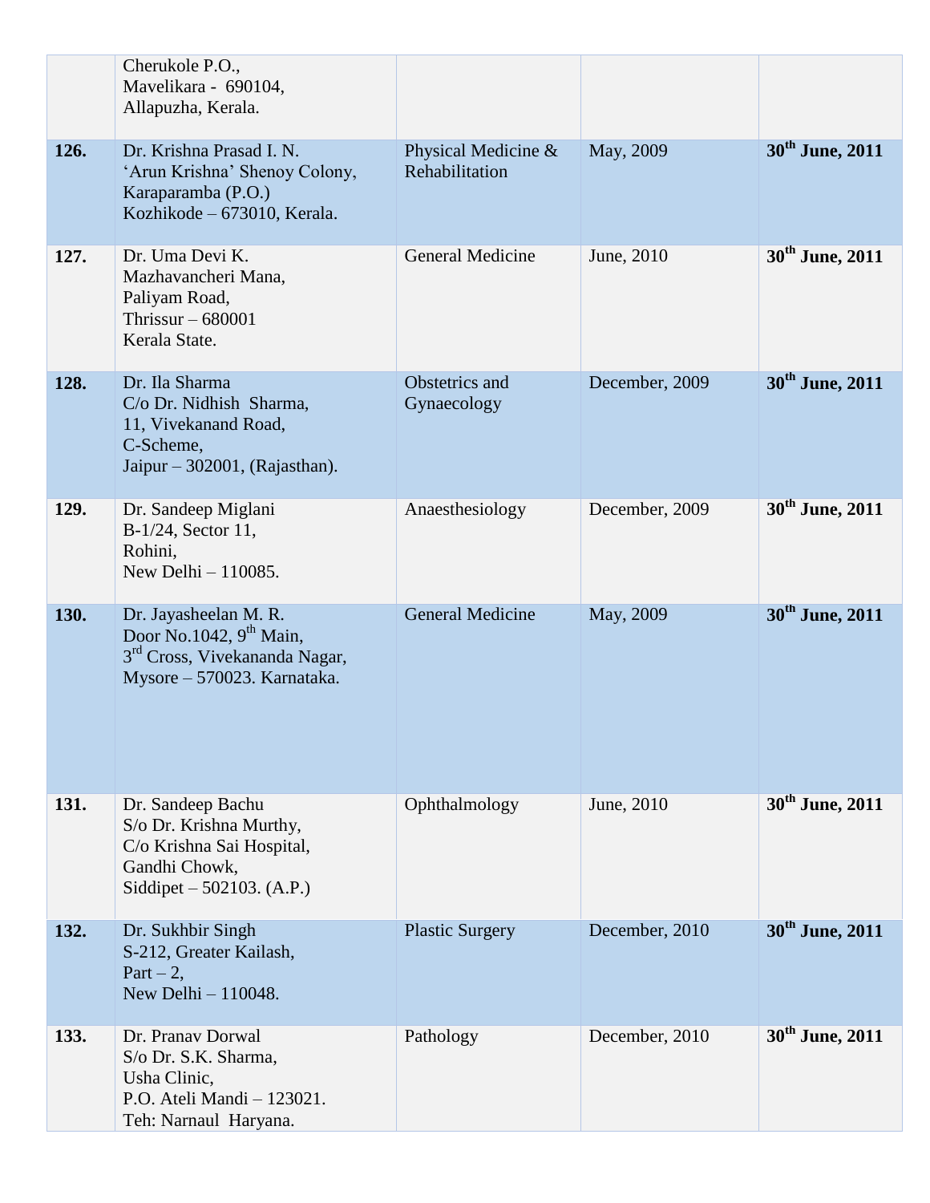| | | | | |
|---|---|---|---|---|
| | Cherukole P.O., Mavelikara - 690104, Allapuzha, Kerala. | | | |
| **126.** | Dr. Krishna Prasad I. N. 'Arun Krishna' Shenoy Colony, Karaparamba (P.O.) Kozhikode – 673010, Kerala. | Physical Medicine & Rehabilitation | May, 2009 | **30th June, 2011** |
| **127.** | Dr. Uma Devi K. Mazhavancheri Mana, Paliyam Road, Thrissur – 680001 Kerala State. | General Medicine | June, 2010 | **30th June, 2011** |
| **128.** | Dr. Ila Sharma C/o Dr. Nidhish Sharma, 11, Vivekanand Road, C-Scheme, Jaipur – 302001, (Rajasthan). | Obstetrics and Gynaecology | December, 2009 | **30th June, 2011** |
| **129.** | Dr. Sandeep Miglani B-1/24, Sector 11, Rohini, New Delhi – 110085. | Anaesthesiology | December, 2009 | **30th June, 2011** |
| **130.** | Dr. Jayasheelan M. R. Door No.1042, 9th Main, 3rd Cross, Vivekananda Nagar, Mysore – 570023. Karnataka. | General Medicine | May, 2009 | **30th June, 2011** |
| **131.** | Dr. Sandeep Bachu S/o Dr. Krishna Murthy, C/o Krishna Sai Hospital, Gandhi Chowk, Siddipet – 502103. (A.P.) | Ophthalmology | June, 2010 | **30th June, 2011** |
| **132.** | Dr. Sukhbir Singh S-212, Greater Kailash, Part – 2, New Delhi – 110048. | Plastic Surgery | December, 2010 | **30th June, 2011** |
| **133.** | Dr. Pranav Dorwal S/o Dr. S.K. Sharma, Usha Clinic, P.O. Ateli Mandi – 123021. Teh: Narnaul Haryana. | Pathology | December, 2010 | **30th June, 2011** |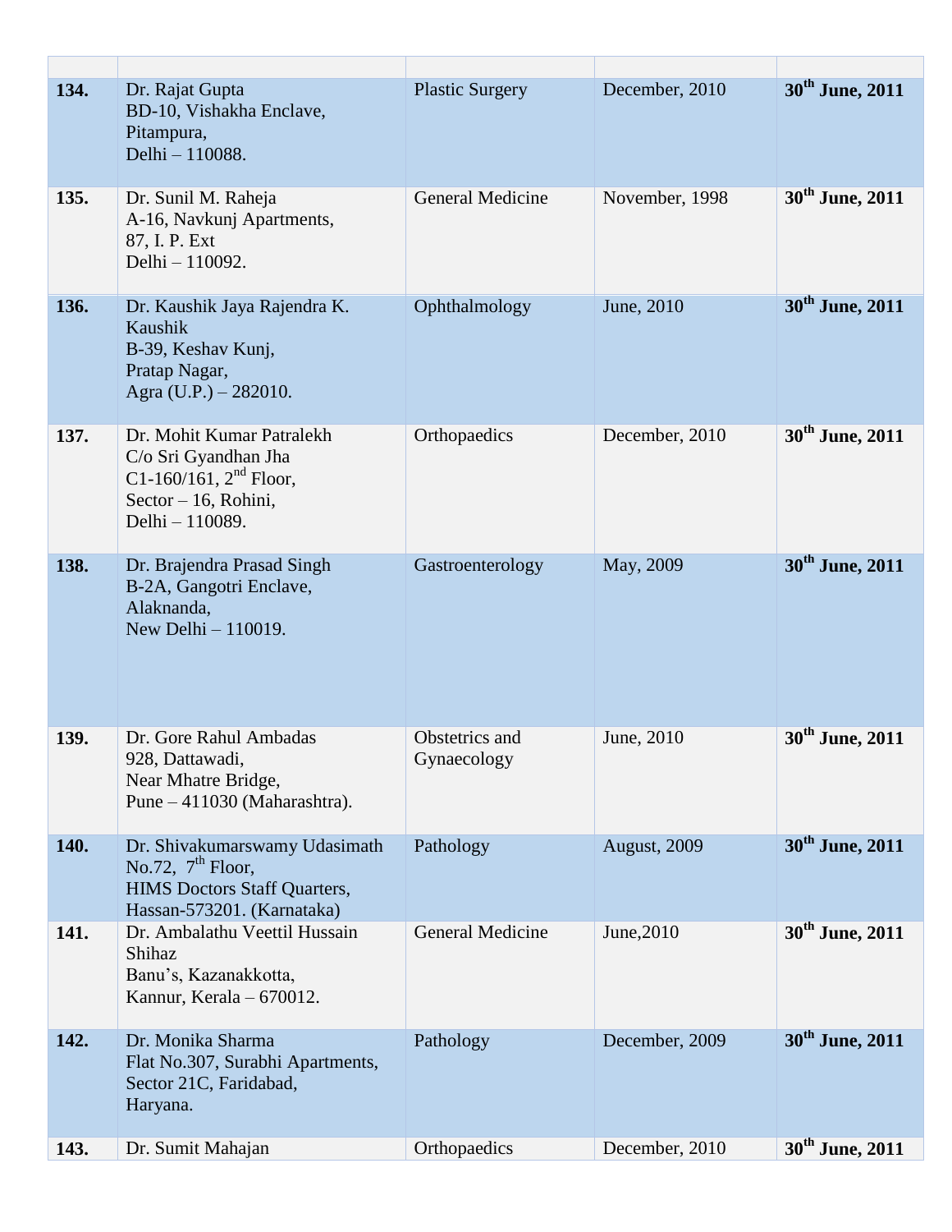| | | | | |
|---|---|---|---|---|
| **134.** | Dr. Rajat Gupta<br>BD-10, Vishakha Enclave,<br>Pitampura,<br>Delhi – 110088. | Plastic Surgery | December, 2010 | **30th June, 2011** |
| **135.** | Dr. Sunil M. Raheja<br>A-16, Navkunj Apartments,<br>87, I. P. Ext<br>Delhi – 110092. | General Medicine | November, 1998 | **30th June, 2011** |
| **136.** | Dr. Kaushik Jaya Rajendra K. Kaushik<br>B-39, Keshav Kunj,<br>Pratap Nagar,<br>Agra (U.P.) – 282010. | Ophthalmology | June, 2010 | **30th June, 2011** |
| **137.** | Dr. Mohit Kumar Patralekh<br>C/o Sri Gyandhan Jha<br>C1-160/161, 2nd Floor,<br>Sector – 16, Rohini,<br>Delhi – 110089. | Orthopaedics | December, 2010 | **30th June, 2011** |
| **138.** | Dr. Brajendra Prasad Singh<br>B-2A, Gangotri Enclave,<br>Alaknanda,<br>New Delhi – 110019. | Gastroenterology | May, 2009 | **30th June, 2011** |
| **139.** | Dr. Gore Rahul Ambadas<br>928, Dattawadi,<br>Near Mhatre Bridge,<br>Pune – 411030 (Maharashtra). | Obstetrics and Gynaecology | June, 2010 | **30th June, 2011** |
| **140.** | Dr. Shivakumarswamy Udasimath<br>No.72, 7th Floor,<br>HIMS Doctors Staff Quarters,<br>Hassan-573201. (Karnataka) | Pathology | August, 2009 | **30th June, 2011** |
| **141.** | Dr. Ambalathu Veettil Hussain Shihaz<br>Banu's, Kazanakkotta,<br>Kannur, Kerala – 670012. | General Medicine | June,2010 | **30th June, 2011** |
| **142.** | Dr. Monika Sharma<br>Flat No.307, Surabhi Apartments,<br>Sector 21C, Faridabad,<br>Haryana. | Pathology | December, 2009 | **30th June, 2011** |
| **143.** | Dr. Sumit Mahajan | Orthopaedics | December, 2010 | **30th June, 2011** |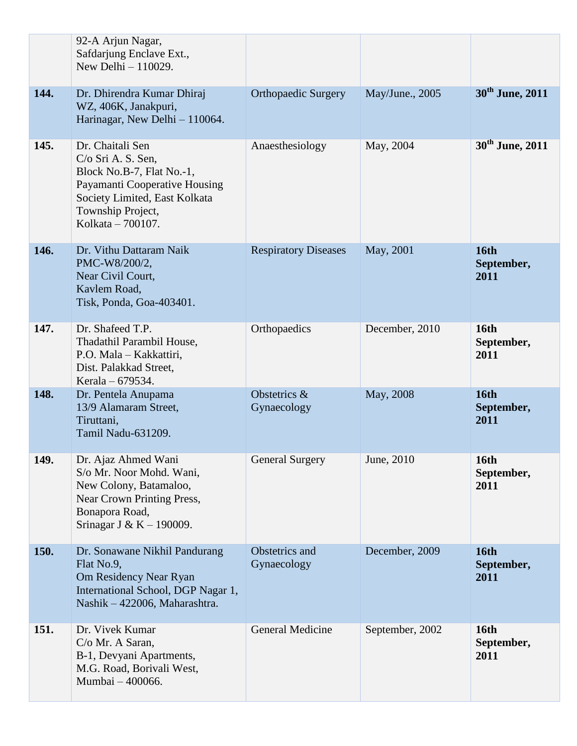|  |  |  |  |  |
|---|---|---|---|---|
|  | 92-A Arjun Nagar,<br>Safdarjung Enclave Ext.,<br>New Delhi – 110029. |  |  |  |
| **144.** | Dr. Dhirendra Kumar Dhiraj<br>WZ, 406K, Janakpuri,<br>Harinagar, New Delhi – 110064. | Orthopaedic Surgery | May/June., 2005 | **30th June, 2011** |
| **145.** | Dr. Chaitali Sen<br>C/o Sri A. S. Sen,<br>Block No.B-7, Flat No.-1,<br>Payamanti Cooperative Housing Society Limited, East Kolkata Township Project,<br>Kolkata – 700107. | Anaesthesiology | May, 2004 | **30th June, 2011** |
| **146.** | Dr. Vithu Dattaram Naik<br>PMC-W8/200/2,<br>Near Civil Court,<br>Kavlem Road,<br>Tisk, Ponda, Goa-403401. | Respiratory Diseases | May, 2001 | **16th September, 2011** |
| **147.** | Dr. Shafeed T.P.<br>Thadathil Parambil House,<br>P.O. Mala – Kakkattiri,<br>Dist. Palakkad Street,<br>Kerala – 679534. | Orthopaedics | December, 2010 | **16th September, 2011** |
| **148.** | Dr. Pentela Anupama<br>13/9 Alamaram Street,<br>Tiruttani,<br>Tamil Nadu-631209. | Obstetrics & Gynaecology | May, 2008 | **16th September, 2011** |
| **149.** | Dr. Ajaz Ahmed Wani<br>S/o Mr. Noor Mohd. Wani,<br>New Colony, Batamaloo,<br>Near Crown Printing Press,<br>Bonapora Road,<br>Srinagar J & K – 190009. | General Surgery | June, 2010 | **16th September, 2011** |
| **150.** | Dr. Sonawane Nikhil Pandurang<br>Flat No.9,<br>Om Residency Near Ryan International School, DGP Nagar 1,<br>Nashik – 422006, Maharashtra. | Obstetrics and Gynaecology | December, 2009 | **16th September, 2011** |
| **151.** | Dr. Vivek Kumar<br>C/o Mr. A Saran,<br>B-1, Devyani Apartments,<br>M.G. Road, Borivali West,<br>Mumbai – 400066. | General Medicine | September, 2002 | **16th September, 2011** |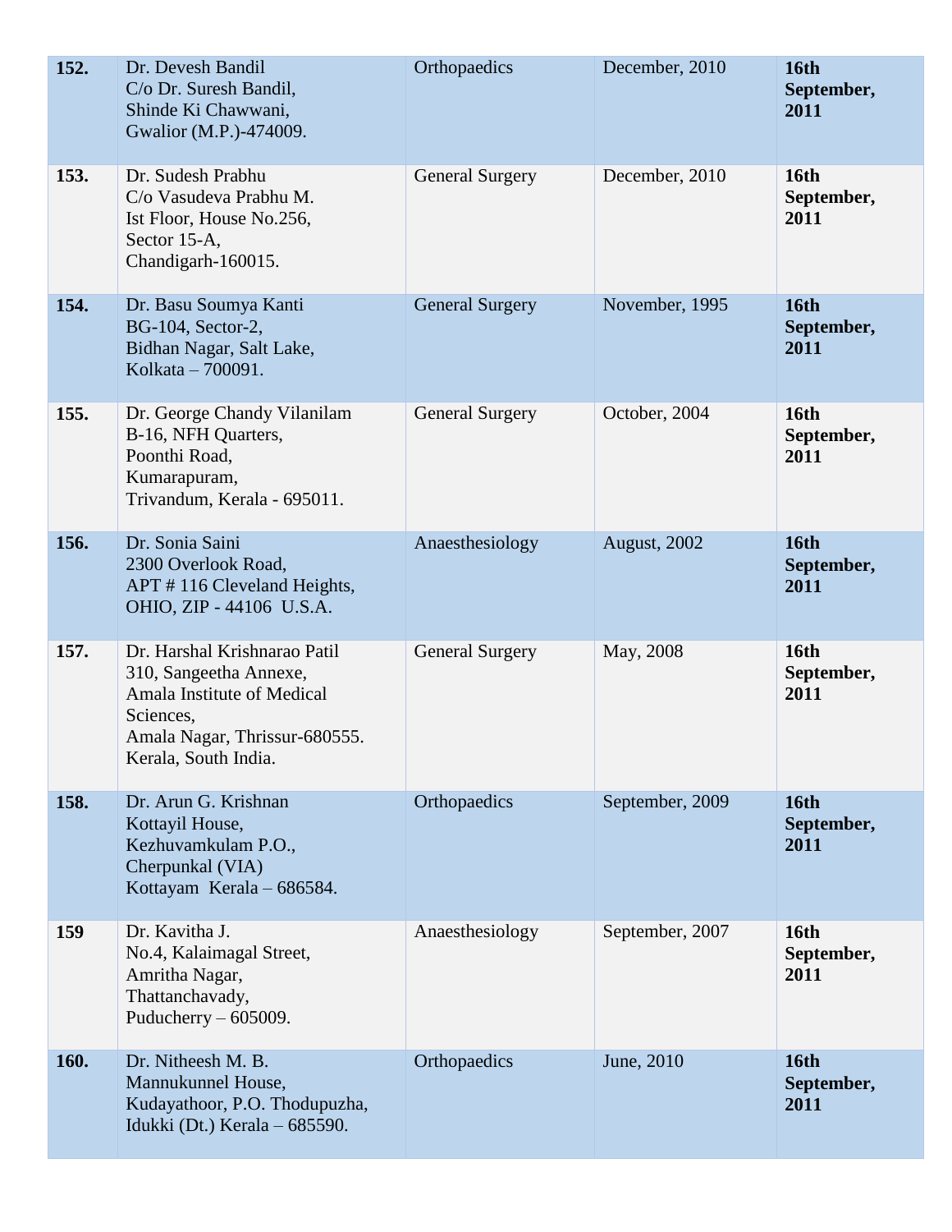| | | | | |
|---|---|---|---|---|
| **152.** | Dr. Devesh Bandil<br>C/o Dr. Suresh Bandil,<br>Shinde Ki Chawwani,<br>Gwalior (M.P.)-474009. | Orthopaedics | December, 2010 | **16th September, 2011** |
| **153.** | Dr. Sudesh Prabhu<br>C/o Vasudeva Prabhu M.<br>Ist Floor, House No.256,<br>Sector 15-A,<br>Chandigarh-160015. | General Surgery | December, 2010 | **16th September, 2011** |
| **154.** | Dr. Basu Soumya Kanti<br>BG-104, Sector-2,<br>Bidhan Nagar, Salt Lake,<br>Kolkata – 700091. | General Surgery | November, 1995 | **16th September, 2011** |
| **155.** | Dr. George Chandy Vilanilam<br>B-16, NFH Quarters,<br>Poonthi Road,<br>Kumarapuram,<br>Trivandum, Kerala - 695011. | General Surgery | October, 2004 | **16th September, 2011** |
| **156.** | Dr. Sonia Saini<br>2300 Overlook Road,<br>APT # 116 Cleveland Heights,<br>OHIO, ZIP - 44106 U.S.A. | Anaesthesiology | August, 2002 | **16th September, 2011** |
| **157.** | Dr. Harshal Krishnarao Patil<br>310, Sangeetha Annexe,<br>Amala Institute of Medical Sciences,<br>Amala Nagar, Thrissur-680555.<br>Kerala, South India. | General Surgery | May, 2008 | **16th September, 2011** |
| **158.** | Dr. Arun G. Krishnan<br>Kottayil House,<br>Kezhuvamkulam P.O.,<br>Cherpunkal (VIA)<br>Kottayam Kerala – 686584. | Orthopaedics | September, 2009 | **16th September, 2011** |
| **159** | Dr. Kavitha J.<br>No.4, Kalaimagal Street,<br>Amritha Nagar,<br>Thattanchavady,<br>Puducherry – 605009. | Anaesthesiology | September, 2007 | **16th September, 2011** |
| **160.** | Dr. Nitheesh M. B.<br>Mannukunnel House,<br>Kudayathoor, P.O. Thodupuzha,<br>Idukki (Dt.) Kerala – 685590. | Orthopaedics | June, 2010 | **16th September, 2011** |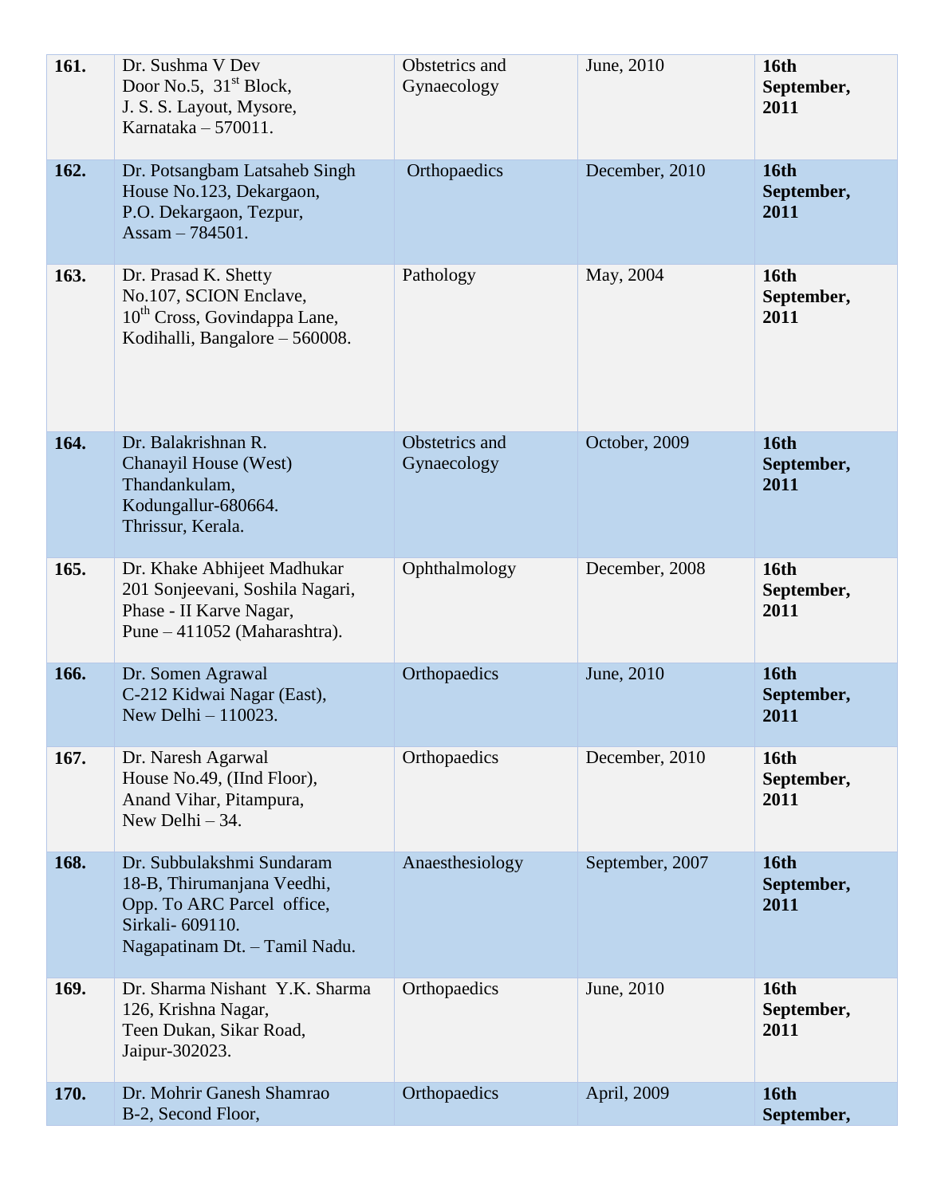| | | | | |
|---|---|---|---|---|
| **161.** | Dr. Sushma V Dev<br>Door No.5, 31st Block,<br>J. S. S. Layout, Mysore,<br>Karnataka – 570011. | Obstetrics and Gynaecology | June, 2010 | **16th September, 2011** |
| **162.** | Dr. Potsangbam Latsaheb Singh<br>House No.123, Dekargaon,<br>P.O. Dekargaon, Tezpur,<br>Assam – 784501. | Orthopaedics | December, 2010 | **16th September, 2011** |
| **163.** | Dr. Prasad K. Shetty<br>No.107, SCION Enclave,<br>10th Cross, Govindappa Lane,<br>Kodihalli, Bangalore – 560008. | Pathology | May, 2004 | **16th September, 2011** |
| **164.** | Dr. Balakrishnan R.<br>Chanayil House (West)<br>Thandankulam,<br>Kodungallur-680664.<br>Thrissur, Kerala. | Obstetrics and Gynaecology | October, 2009 | **16th September, 2011** |
| **165.** | Dr. Khake Abhijeet Madhukar<br>201 Sonjeevani, Soshila Nagari,<br>Phase - II Karve Nagar,<br>Pune – 411052 (Maharashtra). | Ophthalmology | December, 2008 | **16th September, 2011** |
| **166.** | Dr. Somen Agrawal<br>C-212 Kidwai Nagar (East),<br>New Delhi – 110023. | Orthopaedics | June, 2010 | **16th September, 2011** |
| **167.** | Dr. Naresh Agarwal<br>House No.49, (IInd Floor),<br>Anand Vihar, Pitampura,<br>New Delhi – 34. | Orthopaedics | December, 2010 | **16th September, 2011** |
| **168.** | Dr. Subbulakshmi Sundaram<br>18-B, Thirumanjana Veedhi,<br>Opp. To ARC Parcel office,<br>Sirkali- 609110.<br>Nagapatinam Dt. – Tamil Nadu. | Anaesthesiology | September, 2007 | **16th September, 2011** |
| **169.** | Dr. Sharma Nishant Y.K. Sharma<br>126, Krishna Nagar,<br>Teen Dukan, Sikar Road,<br>Jaipur-302023. | Orthopaedics | June, 2010 | **16th September, 2011** |
| **170.** | Dr. Mohrir Ganesh Shamrao<br>B-2, Second Floor, | Orthopaedics | April, 2009 | **16th September,** |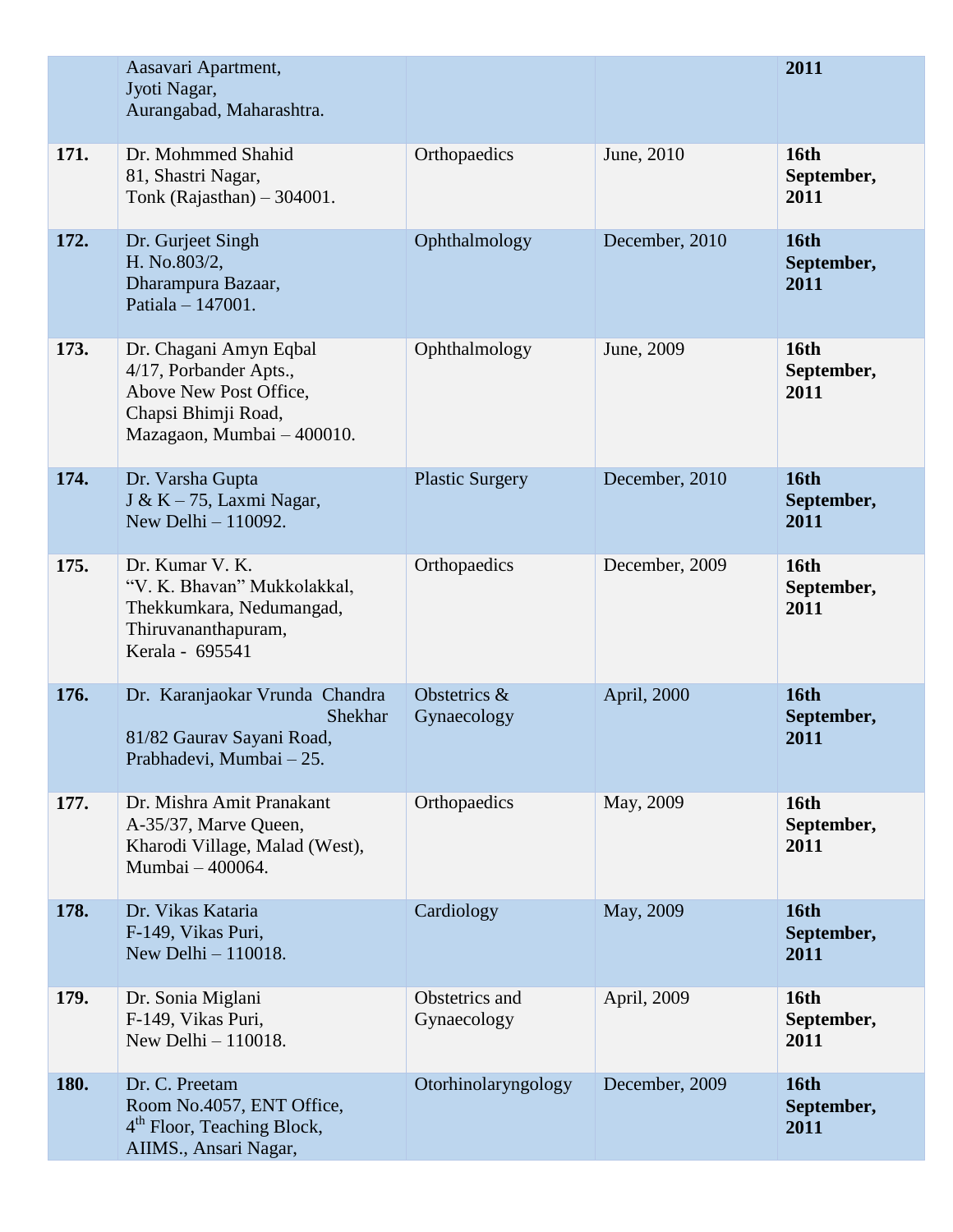| | | | | |
|---|---|---|---|---|
| | Aasavari Apartment,<br>Jyoti Nagar,<br>Aurangabad, Maharashtra. | | | **2011** |
| **171.** | Dr. Mohmmed Shahid<br>81, Shastri Nagar,<br>Tonk (Rajasthan) – 304001. | Orthopaedics | June, 2010 | **16th September, 2011** |
| **172.** | Dr. Gurjeet Singh<br>H. No.803/2,<br>Dharampura Bazaar,<br>Patiala – 147001. | Ophthalmology | December, 2010 | **16th September, 2011** |
| **173.** | Dr. Chagani Amyn Eqbal<br>4/17, Porbander Apts.,<br>Above New Post Office,<br>Chapsi Bhimji Road,<br>Mazagaon, Mumbai – 400010. | Ophthalmology | June, 2009 | **16th September, 2011** |
| **174.** | Dr. Varsha Gupta<br>J & K – 75, Laxmi Nagar,<br>New Delhi – 110092. | Plastic Surgery | December, 2010 | **16th September, 2011** |
| **175.** | Dr. Kumar V. K.<br>"V. K. Bhavan" Mukkolakkal,<br>Thekkumkara, Nedumangad,<br>Thiruvananthapuram,<br>Kerala - 695541 | Orthopaedics | December, 2009 | **16th September, 2011** |
| **176.** | Dr. Karanjaokar Vrunda Chandra Shekhar<br>81/82 Gaurav Sayani Road,<br>Prabhadevi, Mumbai – 25. | Obstetrics & Gynaecology | April, 2000 | **16th September, 2011** |
| **177.** | Dr. Mishra Amit Pranakant<br>A-35/37, Marve Queen,<br>Kharodi Village, Malad (West),<br>Mumbai – 400064. | Orthopaedics | May, 2009 | **16th September, 2011** |
| **178.** | Dr. Vikas Kataria<br>F-149, Vikas Puri,<br>New Delhi – 110018. | Cardiology | May, 2009 | **16th September, 2011** |
| **179.** | Dr. Sonia Miglani<br>F-149, Vikas Puri,<br>New Delhi – 110018. | Obstetrics and Gynaecology | April, 2009 | **16th September, 2011** |
| **180.** | Dr. C. Preetam<br>Room No.4057, ENT Office,<br>4th Floor, Teaching Block,<br>AIIMS., Ansari Nagar, | Otorhinolaryngology | December, 2009 | **16th September, 2011** |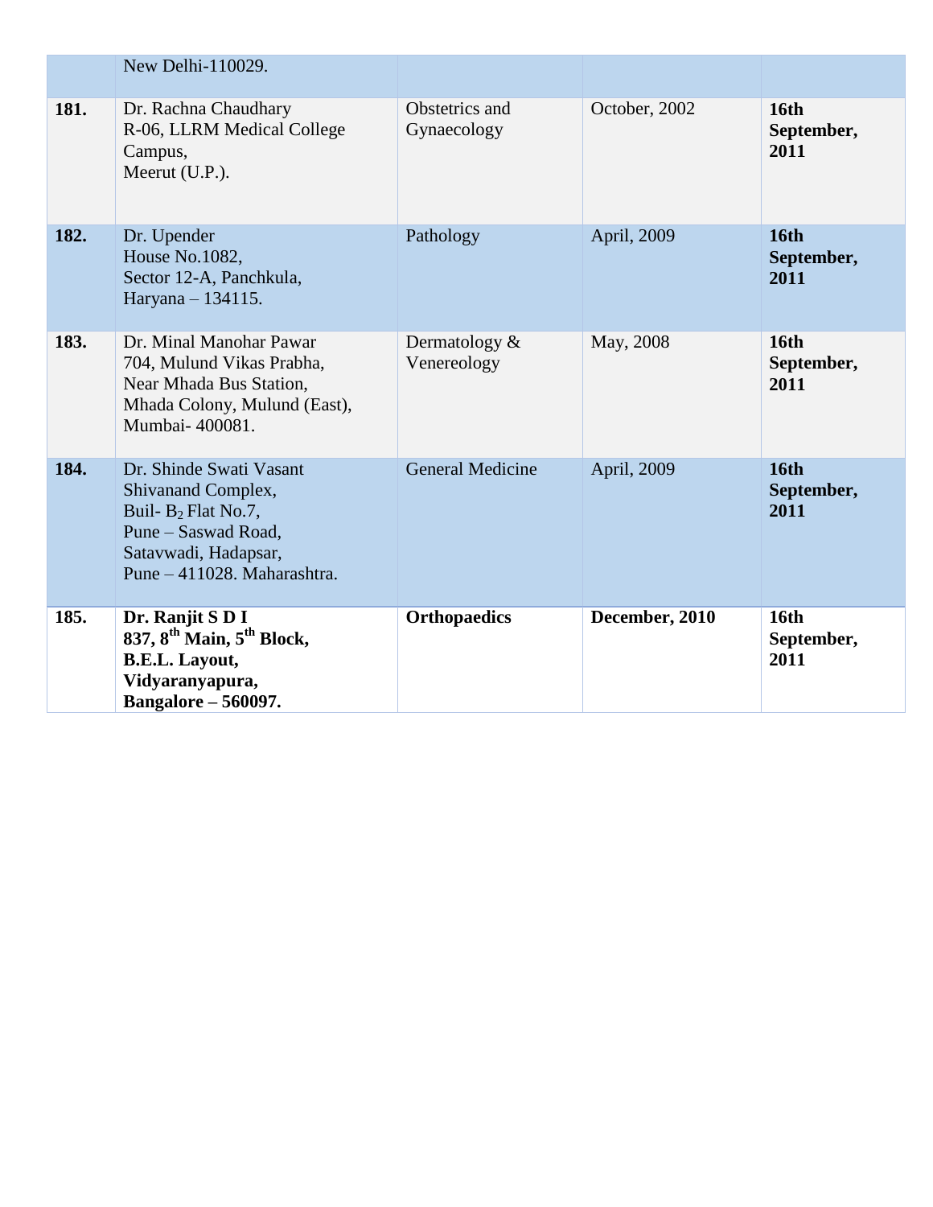| | | | | |
|---|---|---|---|---|
| | New Delhi-110029. | | | |
| **181.** | Dr. Rachna Chaudhary<br>R-06, LLRM Medical College Campus,<br>Meerut (U.P.). | Obstetrics and Gynaecology | October, 2002 | **16th September, 2011** |
| **182.** | Dr. Upender<br>House No.1082,<br>Sector 12-A, Panchkula,<br>Haryana – 134115. | Pathology | April, 2009 | **16th September, 2011** |
| **183.** | Dr. Minal Manohar Pawar<br>704, Mulund Vikas Prabha,<br>Near Mhada Bus Station,<br>Mhada Colony, Mulund (East),<br>Mumbai- 400081. | Dermatology & Venereology | May, 2008 | **16th September, 2011** |
| **184.** | Dr. Shinde Swati Vasant<br>Shivanand Complex,<br>Buil- $B_2$ Flat No.7,<br>Pune – Saswad Road,<br>Satavwadi, Hadapsar,<br>Pune – 411028. Maharashtra. | General Medicine | April, 2009 | **16th September, 2011** |
| **185.** | **Dr. Ranjit S D I<br>837, 8th Main, 5th Block,<br>B.E.L. Layout,<br>Vidyaranyapura,<br>Bangalore – 560097.** | **Orthopaedics** | **December, 2010** | **16th September, 2011** |